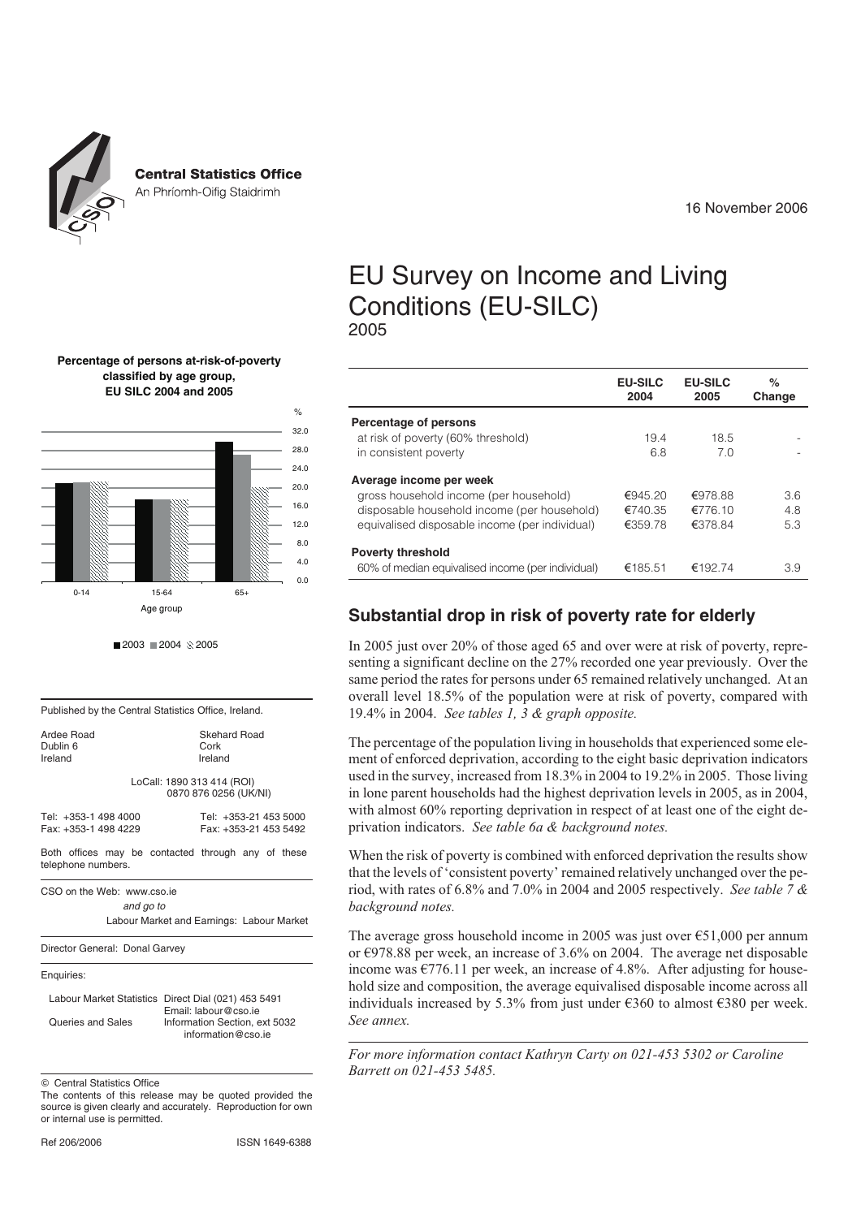Central Statistics Office

An Phríomh-Oifig Staidrimh

16 November 2006

# EU Survey on Income and Living Conditions (EU-SILC)

2005

| | EU-SILC 2004 | EU-SILC 2005 | % Change |
|---|---|---|---|
| **Percentage of persons** | | | |
| at risk of poverty (60% threshold) | 19.4 | 18.5 | - |
| in consistent poverty | 6.8 | 7.0 | - |
| **Average income per week** | | | |
| gross household income (per household) | €945.20 | €978.88 | 3.6 |
| disposable household income (per household) | €740.35 | €776.10 | 4.8 |
| equivalised disposable income (per individual) | €359.78 | €378.84 | 5.3 |
| **Poverty threshold** | | | |
| 60% of median equivalised income (per individual) | €185.51 | €192.74 | 3.9 |

**Percentage of persons at-risk-of-poverty classified by age group, EU SILC 2004 and 2005**

## Substantial drop in risk of poverty rate for elderly

In 2005 just over 20% of those aged 65 and over were at risk of poverty, representing a significant decline on the 27% recorded one year previously. Over the same period the rates for persons under 65 remained relatively unchanged. At an overall level 18.5% of the population were at risk of poverty, compared with 19.4% in 2004. *See tables 1, 3 & graph opposite.*

The percentage of the population living in households that experienced some element of enforced deprivation, according to the eight basic deprivation indicators used in the survey, increased from 18.3% in 2004 to 19.2% in 2005. Those living in lone parent households had the highest deprivation levels in 2005, as in 2004, with almost 60% reporting deprivation in respect of at least one of the eight deprivation indicators. *See table 6a & background notes.*

When the risk of poverty is combined with enforced deprivation the results show that the levels of 'consistent poverty' remained relatively unchanged over the period, with rates of 6.8% and 7.0% in 2004 and 2005 respectively. *See table 7 & background notes.*

The average gross household income in 2005 was just over €51,000 per annum or €978.88 per week, an increase of 3.6% on 2004. The average net disposable income was €776.11 per week, an increase of 4.8%. After adjusting for household size and composition, the average equivalised disposable income across all individuals increased by 5.3% from just under €360 to almost €380 per week. *See annex.*

*For more information contact Kathryn Carty on 021-453 5302 or Caroline Barrett on 021-453 5485.*

Published by the Central Statistics Office, Ireland.

| | |
|---|---|
| Ardee Road<br>Dublin 6<br>Ireland | Skehard Road<br>Cork<br>Ireland |

LoCall: 1890 313 414 (ROI)
0870 876 0256 (UK/NI)

| | |
|---|---|
| Tel: +353-1 498 4000<br>Fax: +353-1 498 4229 | Tel: +353-21 453 5000<br>Fax: +353-21 453 5492 |

Both offices may be contacted through any of these telephone numbers.

CSO on the Web: www.cso.ie
*and go to*
Labour Market and Earnings: Labour Market

Director General: Donal Garvey

Enquiries:

| | |
|---|---|
| Labour Market Statistics | Direct Dial (021) 453 5491<br>Email: labour@cso.ie |
| Queries and Sales | Information Section, ext 5032<br>information@cso.ie |

© Central Statistics Office

The contents of this release may be quoted provided the source is given clearly and accurately. Reproduction for own or internal use is permitted.

Ref 206/2006 ISSN 1649-6388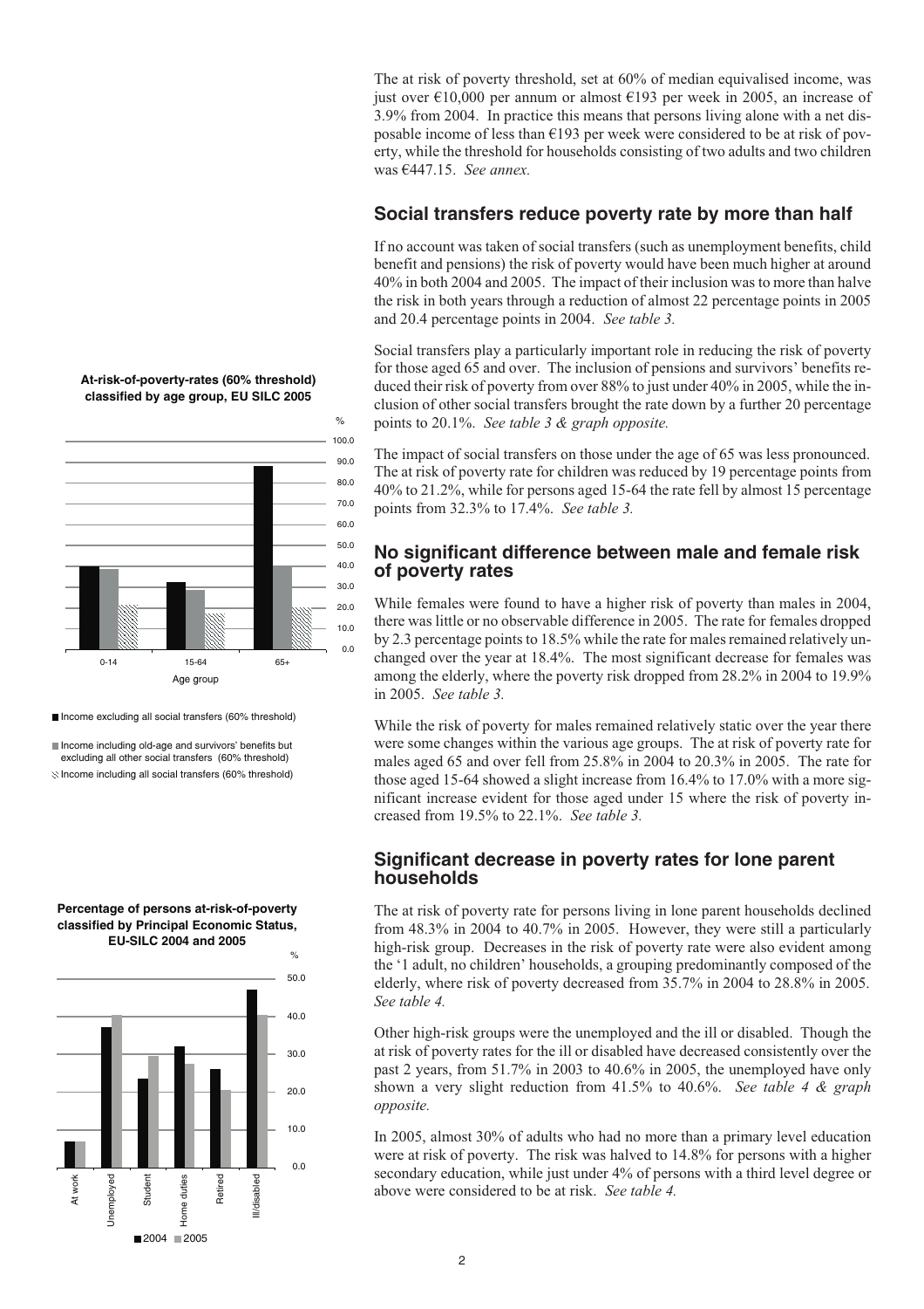The at risk of poverty threshold, set at 60% of median equivalised income, was just over €10,000 per annum or almost €193 per week in 2005, an increase of 3.9% from 2004. In practice this means that persons living alone with a net disposable income of less than €193 per week were considered to be at risk of poverty, while the threshold for households consisting of two adults and two children was €447.15. *See annex.*

## Social transfers reduce poverty rate by more than half

If no account was taken of social transfers (such as unemployment benefits, child benefit and pensions) the risk of poverty would have been much higher at around 40% in both 2004 and 2005. The impact of their inclusion was to more than halve the risk in both years through a reduction of almost 22 percentage points in 2005 and 20.4 percentage points in 2004. *See table 3.*

Social transfers play a particularly important role in reducing the risk of poverty for those aged 65 and over. The inclusion of pensions and survivors' benefits reduced their risk of poverty from over 88% to just under 40% in 2005, while the inclusion of other social transfers brought the rate down by a further 20 percentage points to 20.1%. *See table 3 & graph opposite.*

The impact of social transfers on those under the age of 65 was less pronounced. The at risk of poverty rate for children was reduced by 19 percentage points from 40% to 21.2%, while for persons aged 15-64 the rate fell by almost 15 percentage points from 32.3% to 17.4%. *See table 3.*

**At-risk-of-poverty-rates (60% threshold) classified by age group, EU SILC 2005**

- Income excluding all social transfers (60% threshold)
- Income including old-age and survivors' benefits but excluding all other social transfers (60% threshold)
- Income including all social transfers (60% threshold)

## No significant difference between male and female risk of poverty rates

While females were found to have a higher risk of poverty than males in 2004, there was little or no observable difference in 2005. The rate for females dropped by 2.3 percentage points to 18.5% while the rate for males remained relatively unchanged over the year at 18.4%. The most significant decrease for females was among the elderly, where the poverty risk dropped from 28.2% in 2004 to 19.9% in 2005. *See table 3.*

While the risk of poverty for males remained relatively static over the year there were some changes within the various age groups. The at risk of poverty rate for males aged 65 and over fell from 25.8% in 2004 to 20.3% in 2005. The rate for those aged 15-64 showed a slight increase from 16.4% to 17.0% with a more significant increase evident for those aged under 15 where the risk of poverty increased from 19.5% to 22.1%. *See table 3.*

## Significant decrease in poverty rates for lone parent households

The at risk of poverty rate for persons living in lone parent households declined from 48.3% in 2004 to 40.7% in 2005. However, they were still a particularly high-risk group. Decreases in the risk of poverty rate were also evident among the '1 adult, no children' households, a grouping predominantly composed of the elderly, where risk of poverty decreased from 35.7% in 2004 to 28.8% in 2005. *See table 4.*

**Percentage of persons at-risk-of-poverty classified by Principal Economic Status, EU-SILC 2004 and 2005**

Other high-risk groups were the unemployed and the ill or disabled. Though the at risk of poverty rates for the ill or disabled have decreased consistently over the past 2 years, from 51.7% in 2003 to 40.6% in 2005, the unemployed have only shown a very slight reduction from 41.5% to 40.6%. *See table 4 & graph opposite.*

In 2005, almost 30% of adults who had no more than a primary level education were at risk of poverty. The risk was halved to 14.8% for persons with a higher secondary education, while just under 4% of persons with a third level degree or above were considered to be at risk. *See table 4.*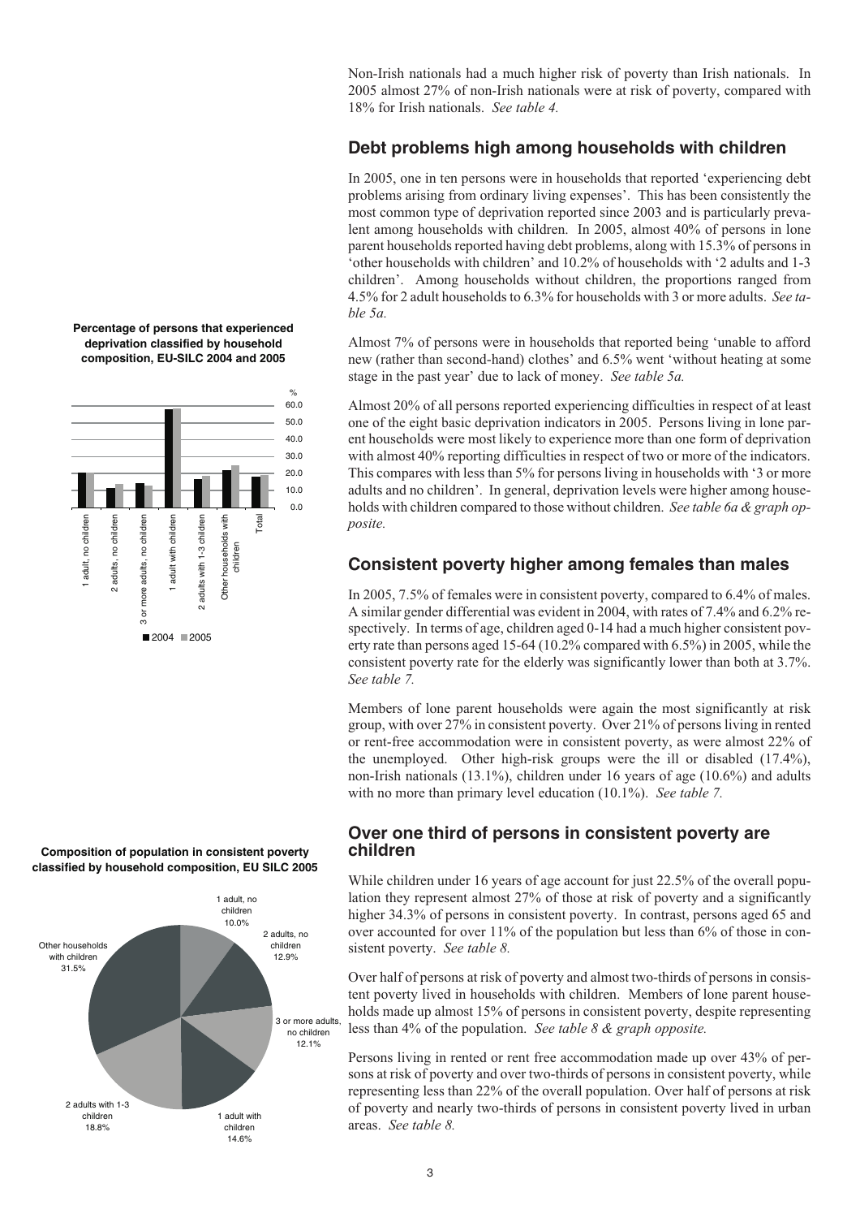Non-Irish nationals had a much higher risk of poverty than Irish nationals. In 2005 almost 27% of non-Irish nationals were at risk of poverty, compared with 18% for Irish nationals. *See table 4.*

## Debt problems high among households with children

In 2005, one in ten persons were in households that reported 'experiencing debt problems arising from ordinary living expenses'. This has been consistently the most common type of deprivation reported since 2003 and is particularly prevalent among households with children. In 2005, almost 40% of persons in lone parent households reported having debt problems, along with 15.3% of persons in 'other households with children' and 10.2% of households with '2 adults and 1-3 children'. Among households without children, the proportions ranged from 4.5% for 2 adult households to 6.3% for households with 3 or more adults. *See table 5a.*

Almost 7% of persons were in households that reported being 'unable to afford new (rather than second-hand) clothes' and 6.5% went 'without heating at some stage in the past year' due to lack of money. *See table 5a.*

Almost 20% of all persons reported experiencing difficulties in respect of at least one of the eight basic deprivation indicators in 2005. Persons living in lone parent households were most likely to experience more than one form of deprivation with almost 40% reporting difficulties in respect of two or more of the indicators. This compares with less than 5% for persons living in households with '3 or more adults and no children'. In general, deprivation levels were higher among households with children compared to those without children. *See table 6a & graph opposite.*

**Percentage of persons that experienced deprivation classified by household composition, EU-SILC 2004 and 2005**

## Consistent poverty higher among females than males

In 2005, 7.5% of females were in consistent poverty, compared to 6.4% of males. A similar gender differential was evident in 2004, with rates of 7.4% and 6.2% respectively. In terms of age, children aged 0-14 had a much higher consistent poverty rate than persons aged 15-64 (10.2% compared with 6.5%) in 2005, while the consistent poverty rate for the elderly was significantly lower than both at 3.7%. *See table 7.*

Members of lone parent households were again the most significantly at risk group, with over 27% in consistent poverty. Over 21% of persons living in rented or rent-free accommodation were in consistent poverty, as were almost 22% of the unemployed. Other high-risk groups were the ill or disabled (17.4%), non-Irish nationals (13.1%), children under 16 years of age (10.6%) and adults with no more than primary level education (10.1%). *See table 7.*

## Over one third of persons in consistent poverty are children

While children under 16 years of age account for just 22.5% of the overall population they represent almost 27% of those at risk of poverty and a significantly higher 34.3% of persons in consistent poverty. In contrast, persons aged 65 and over accounted for over 11% of the population but less than 6% of those in consistent poverty. *See table 8.*

Over half of persons at risk of poverty and almost two-thirds of persons in consistent poverty lived in households with children. Members of lone parent households made up almost 15% of persons in consistent poverty, despite representing less than 4% of the population. *See table 8 & graph opposite.*

**Composition of population in consistent poverty classified by household composition, EU SILC 2005**

Persons living in rented or rent free accommodation made up over 43% of persons at risk of poverty and over two-thirds of persons in consistent poverty, while representing less than 22% of the overall population. Over half of persons at risk of poverty and nearly two-thirds of persons in consistent poverty lived in urban areas. *See table 8.*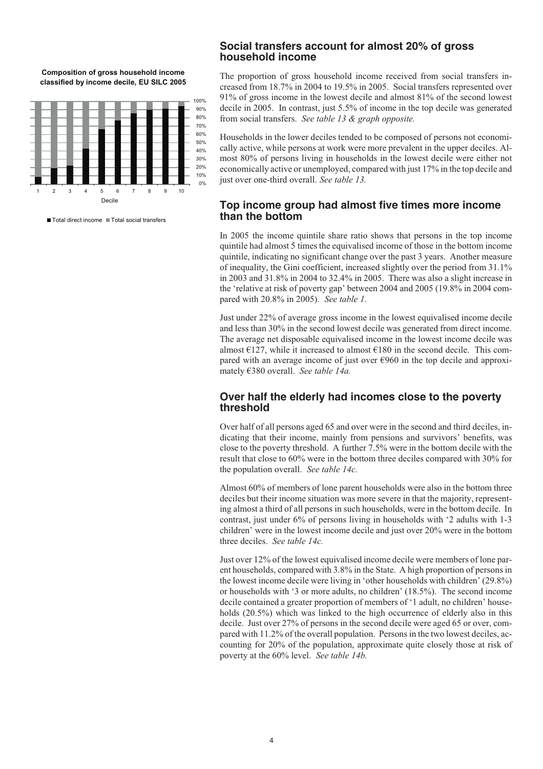**Composition of gross household income classified by income decile, EU SILC 2005**

■ Total direct income ■ Total social transfers

## Social transfers account for almost 20% of gross household income

The proportion of gross household income received from social transfers increased from 18.7% in 2004 to 19.5% in 2005. Social transfers represented over 91% of gross income in the lowest decile and almost 81% of the second lowest decile in 2005. In contrast, just 5.5% of income in the top decile was generated from social transfers. *See table 13 & graph opposite.*

Households in the lower deciles tended to be composed of persons not economically active, while persons at work were more prevalent in the upper deciles. Almost 80% of persons living in households in the lowest decile were either not economically active or unemployed, compared with just 17% in the top decile and just over one-third overall. *See table 13.*

## Top income group had almost five times more income than the bottom

In 2005 the income quintile share ratio shows that persons in the top income quintile had almost 5 times the equivalised income of those in the bottom income quintile, indicating no significant change over the past 3 years. Another measure of inequality, the Gini coefficient, increased slightly over the period from 31.1% in 2003 and 31.8% in 2004 to 32.4% in 2005. There was also a slight increase in the 'relative at risk of poverty gap' between 2004 and 2005 (19.8% in 2004 compared with 20.8% in 2005). *See table 1.*

Just under 22% of average gross income in the lowest equivalised income decile and less than 30% in the second lowest decile was generated from direct income. The average net disposable equivalised income in the lowest income decile was almost €127, while it increased to almost €180 in the second decile. This compared with an average income of just over €960 in the top decile and approximately €380 overall. *See table 14a.*

## Over half the elderly had incomes close to the poverty threshold

Over half of all persons aged 65 and over were in the second and third deciles, indicating that their income, mainly from pensions and survivors' benefits, was close to the poverty threshold. A further 7.5% were in the bottom decile with the result that close to 60% were in the bottom three deciles compared with 30% for the population overall. *See table 14c.*

Almost 60% of members of lone parent households were also in the bottom three deciles but their income situation was more severe in that the majority, representing almost a third of all persons in such households, were in the bottom decile. In contrast, just under 6% of persons living in households with '2 adults with 1-3 children' were in the lowest income decile and just over 20% were in the bottom three deciles. *See table 14c.*

Just over 12% of the lowest equivalised income decile were members of lone parent households, compared with 3.8% in the State. A high proportion of persons in the lowest income decile were living in 'other households with children' (29.8%) or households with '3 or more adults, no children' (18.5%). The second income decile contained a greater proportion of members of '1 adult, no children' households (20.5%) which was linked to the high occurrence of elderly also in this decile. Just over 27% of persons in the second decile were aged 65 or over, compared with 11.2% of the overall population. Persons in the two lowest deciles, accounting for 20% of the population, approximate quite closely those at risk of poverty at the 60% level. *See table 14b.*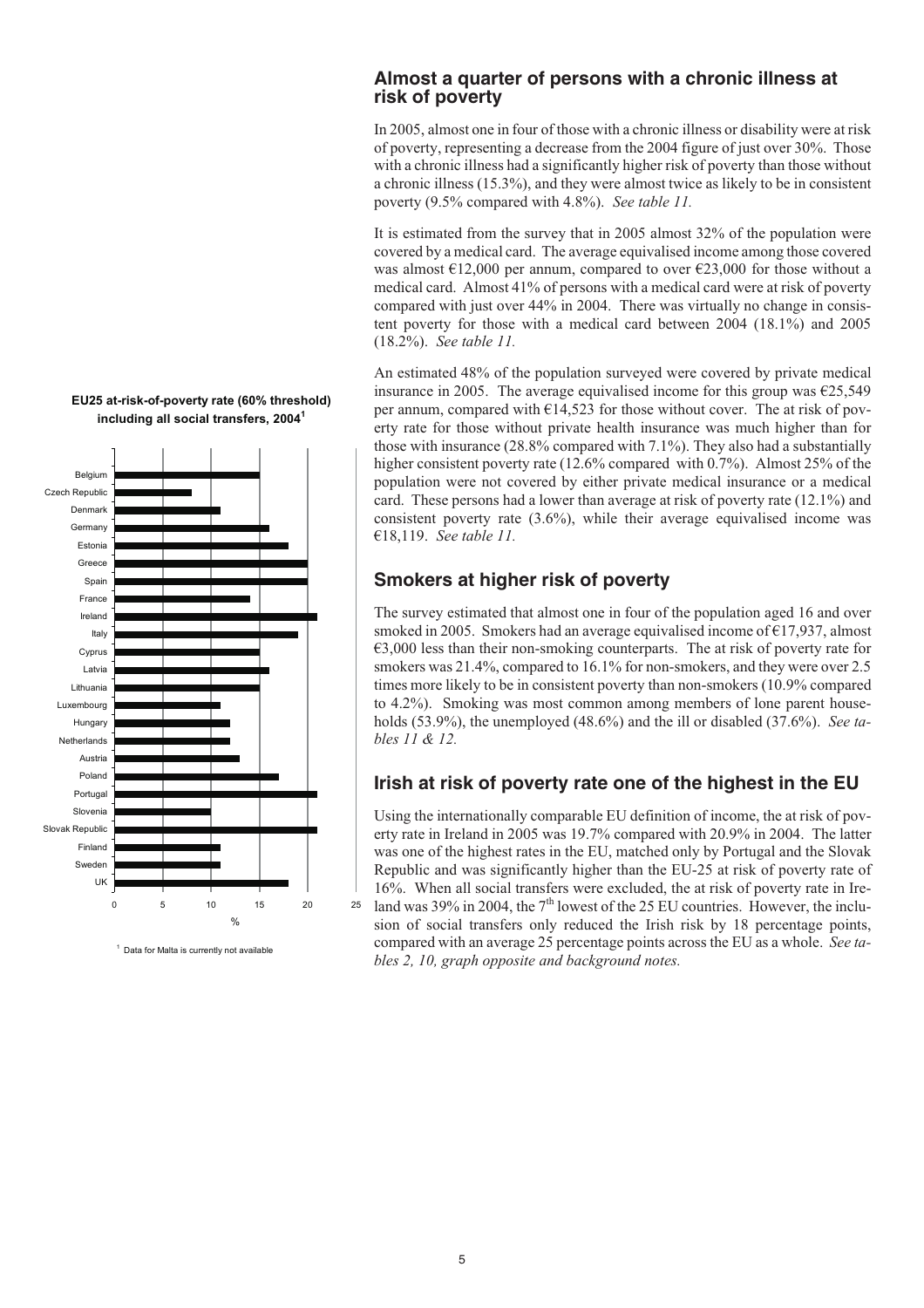## Almost a quarter of persons with a chronic illness at risk of poverty

In 2005, almost one in four of those with a chronic illness or disability were at risk of poverty, representing a decrease from the 2004 figure of just over 30%. Those with a chronic illness had a significantly higher risk of poverty than those without a chronic illness (15.3%), and they were almost twice as likely to be in consistent poverty (9.5% compared with 4.8%). *See table 11.*

It is estimated from the survey that in 2005 almost 32% of the population were covered by a medical card. The average equivalised income among those covered was almost €12,000 per annum, compared to over €23,000 for those without a medical card. Almost 41% of persons with a medical card were at risk of poverty compared with just over 44% in 2004. There was virtually no change in consistent poverty for those with a medical card between 2004 (18.1%) and 2005 (18.2%). *See table 11.*

An estimated 48% of the population surveyed were covered by private medical insurance in 2005. The average equivalised income for this group was €25,549 per annum, compared with €14,523 for those without cover. The at risk of poverty rate for those without private health insurance was much higher than for those with insurance (28.8% compared with 7.1%). They also had a substantially higher consistent poverty rate (12.6% compared with 0.7%). Almost 25% of the population were not covered by either private medical insurance or a medical card. These persons had a lower than average at risk of poverty rate (12.1%) and consistent poverty rate (3.6%), while their average equivalised income was €18,119. *See table 11.*

## Smokers at higher risk of poverty

The survey estimated that almost one in four of the population aged 16 and over smoked in 2005. Smokers had an average equivalised income of €17,937, almost €3,000 less than their non-smoking counterparts. The at risk of poverty rate for smokers was 21.4%, compared to 16.1% for non-smokers, and they were over 2.5 times more likely to be in consistent poverty than non-smokers (10.9% compared to 4.2%). Smoking was most common among members of lone parent households (53.9%), the unemployed (48.6%) and the ill or disabled (37.6%). *See tables 11 & 12.*

## Irish at risk of poverty rate one of the highest in the EU

Using the internationally comparable EU definition of income, the at risk of poverty rate in Ireland in 2005 was 19.7% compared with 20.9% in 2004. The latter was one of the highest rates in the EU, matched only by Portugal and the Slovak Republic and was significantly higher than the EU-25 at risk of poverty rate of 16%. When all social transfers were excluded, the at risk of poverty rate in Ireland was 39% in 2004, the 7th lowest of the 25 EU countries. However, the inclusion of social transfers only reduced the Irish risk by 18 percentage points, compared with an average 25 percentage points across the EU as a whole. *See tables 2, 10, graph opposite and background notes.*

**EU25 at-risk-of-poverty rate (60% threshold) including all social transfers, 2004[1]**

[Bar chart: countries Belgium, Czech Republic, Denmark, Germany, Estonia, Greece, Spain, France, Ireland, Italy, Cyprus, Latvia, Lithuania, Luxembourg, Hungary, Netherlands, Austria, Poland, Portugal, Slovenia, Slovak Republic, Finland, Sweden, UK; x-axis % from 0 to 25]

[1] Data for Malta is currently not available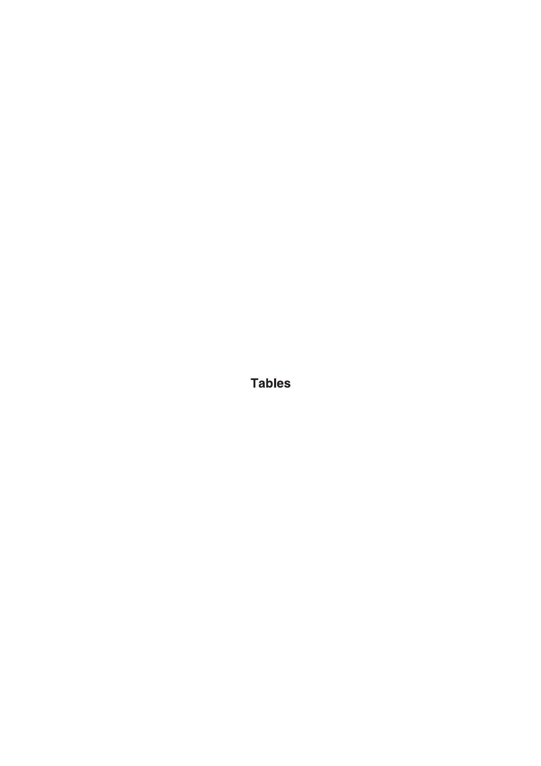# Tables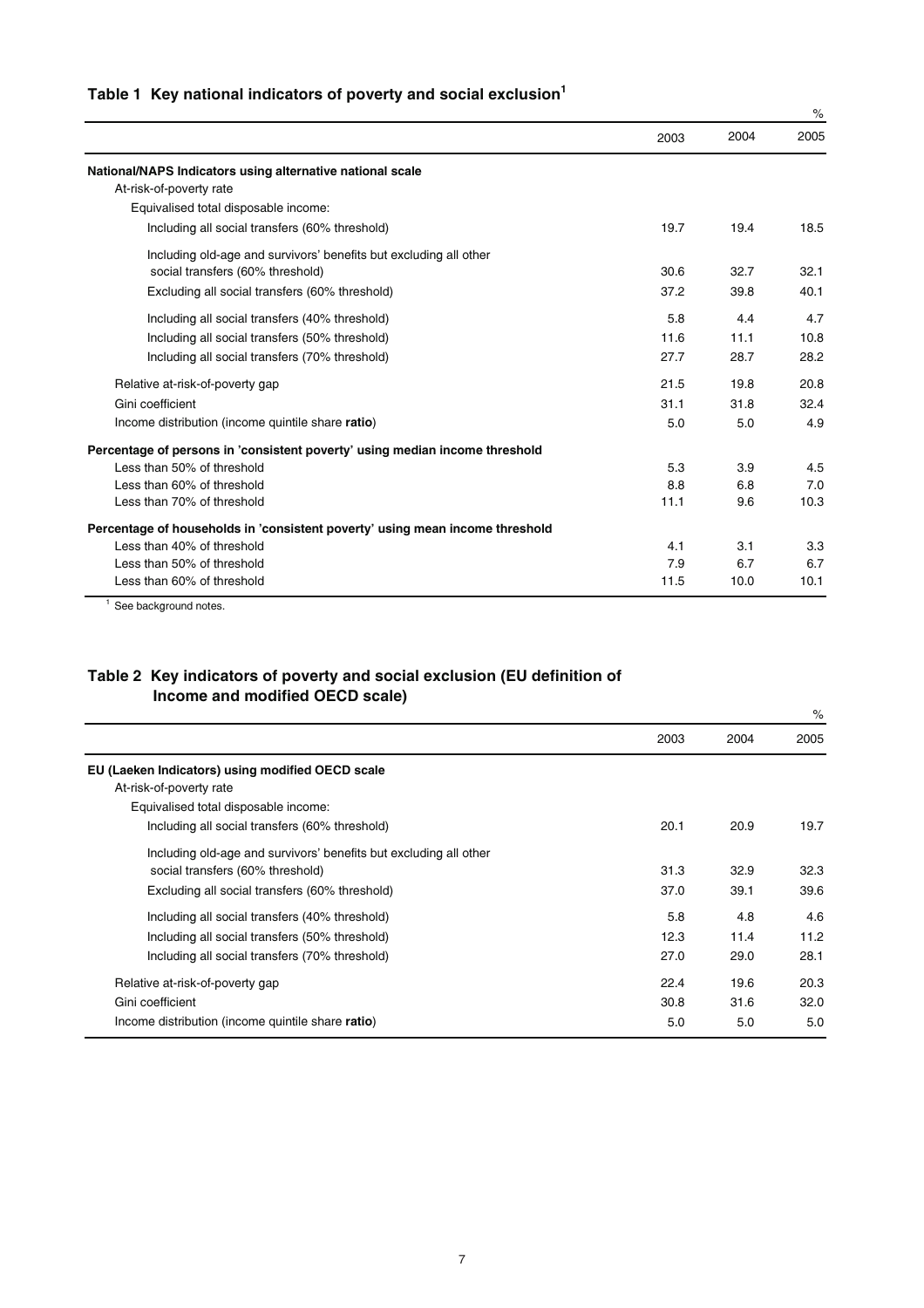## Table 1 Key national indicators of poverty and social exclusion[1]

%

| | 2003 | 2004 | 2005 |
|---|---|---|---|
| **National/NAPS Indicators using alternative national scale** | | | |
| At-risk-of-poverty rate | | | |
| Equivalised total disposable income: | | | |
| Including all social transfers (60% threshold) | 19.7 | 19.4 | 18.5 |
| Including old-age and survivors' benefits but excluding all other social transfers (60% threshold) | 30.6 | 32.7 | 32.1 |
| Excluding all social transfers (60% threshold) | 37.2 | 39.8 | 40.1 |
| Including all social transfers (40% threshold) | 5.8 | 4.4 | 4.7 |
| Including all social transfers (50% threshold) | 11.6 | 11.1 | 10.8 |
| Including all social transfers (70% threshold) | 27.7 | 28.7 | 28.2 |
| Relative at-risk-of-poverty gap | 21.5 | 19.8 | 20.8 |
| Gini coefficient | 31.1 | 31.8 | 32.4 |
| Income distribution (income quintile share **ratio**) | 5.0 | 5.0 | 4.9 |
| **Percentage of persons in 'consistent poverty' using median income threshold** | | | |
| Less than 50% of threshold | 5.3 | 3.9 | 4.5 |
| Less than 60% of threshold | 8.8 | 6.8 | 7.0 |
| Less than 70% of threshold | 11.1 | 9.6 | 10.3 |
| **Percentage of households in 'consistent poverty' using mean income threshold** | | | |
| Less than 40% of threshold | 4.1 | 3.1 | 3.3 |
| Less than 50% of threshold | 7.9 | 6.7 | 6.7 |
| Less than 60% of threshold | 11.5 | 10.0 | 10.1 |

[1] See background notes.

## Table 2 Key indicators of poverty and social exclusion (EU definition of Income and modified OECD scale)

%

| | 2003 | 2004 | 2005 |
|---|---|---|---|
| **EU (Laeken Indicators) using modified OECD scale** | | | |
| At-risk-of-poverty rate | | | |
| Equivalised total disposable income: | | | |
| Including all social transfers (60% threshold) | 20.1 | 20.9 | 19.7 |
| Including old-age and survivors' benefits but excluding all other social transfers (60% threshold) | 31.3 | 32.9 | 32.3 |
| Excluding all social transfers (60% threshold) | 37.0 | 39.1 | 39.6 |
| Including all social transfers (40% threshold) | 5.8 | 4.8 | 4.6 |
| Including all social transfers (50% threshold) | 12.3 | 11.4 | 11.2 |
| Including all social transfers (70% threshold) | 27.0 | 29.0 | 28.1 |
| Relative at-risk-of-poverty gap | 22.4 | 19.6 | 20.3 |
| Gini coefficient | 30.8 | 31.6 | 32.0 |
| Income distribution (income quintile share **ratio**) | 5.0 | 5.0 | 5.0 |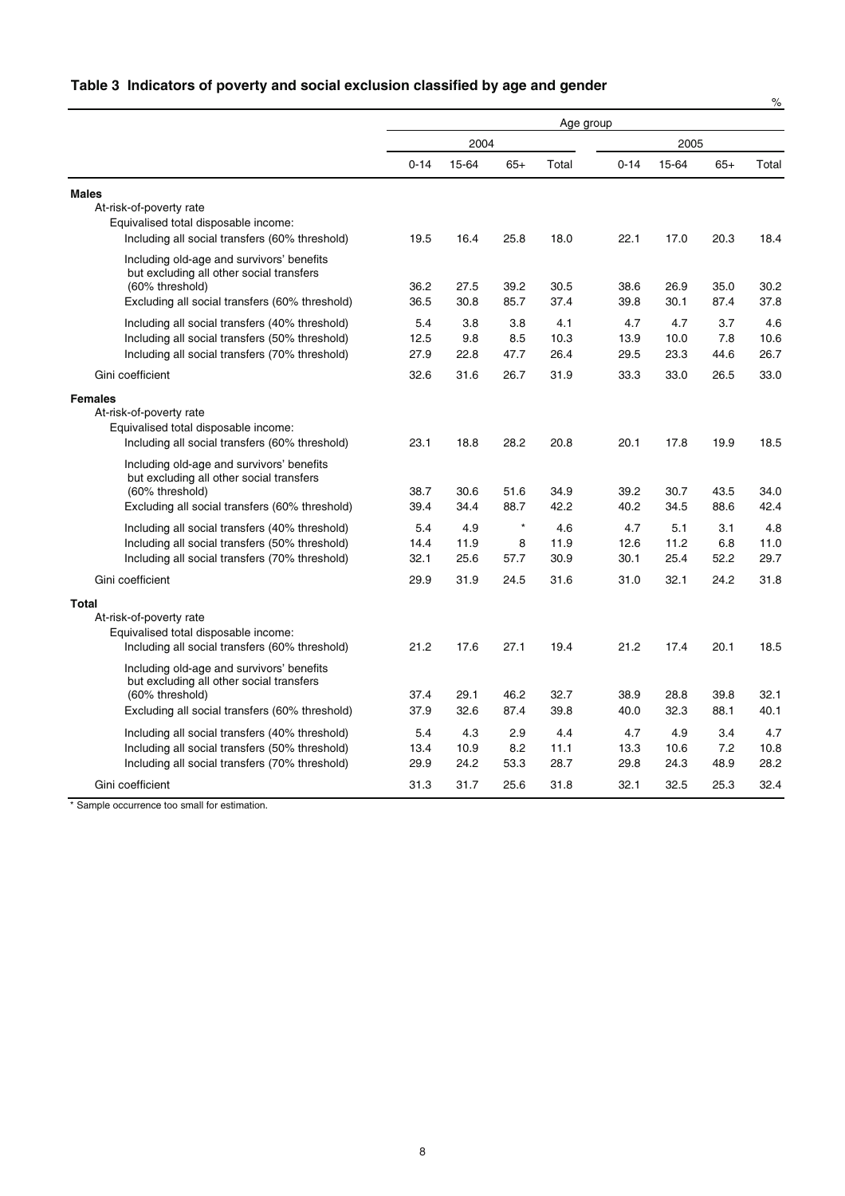## Table 3 Indicators of poverty and social exclusion classified by age and gender

%

| | Age group | | | | | | | |
|---|---|---|---|---|---|---|---|---|
| | 2004 | | | | 2005 | | | |
| | 0-14 | 15-64 | 65+ | Total | 0-14 | 15-64 | 65+ | Total |
| **Males** | | | | | | | | |
| At-risk-of-poverty rate | | | | | | | | |
| Equivalised total disposable income: | | | | | | | | |
| Including all social transfers (60% threshold) | 19.5 | 16.4 | 25.8 | 18.0 | 22.1 | 17.0 | 20.3 | 18.4 |
| Including old-age and survivors' benefits but excluding all other social transfers (60% threshold) | 36.2 | 27.5 | 39.2 | 30.5 | 38.6 | 26.9 | 35.0 | 30.2 |
| Excluding all social transfers (60% threshold) | 36.5 | 30.8 | 85.7 | 37.4 | 39.8 | 30.1 | 87.4 | 37.8 |
| Including all social transfers (40% threshold) | 5.4 | 3.8 | 3.8 | 4.1 | 4.7 | 4.7 | 3.7 | 4.6 |
| Including all social transfers (50% threshold) | 12.5 | 9.8 | 8.5 | 10.3 | 13.9 | 10.0 | 7.8 | 10.6 |
| Including all social transfers (70% threshold) | 27.9 | 22.8 | 47.7 | 26.4 | 29.5 | 23.3 | 44.6 | 26.7 |
| Gini coefficient | 32.6 | 31.6 | 26.7 | 31.9 | 33.3 | 33.0 | 26.5 | 33.0 |
| **Females** | | | | | | | | |
| At-risk-of-poverty rate | | | | | | | | |
| Equivalised total disposable income: | | | | | | | | |
| Including all social transfers (60% threshold) | 23.1 | 18.8 | 28.2 | 20.8 | 20.1 | 17.8 | 19.9 | 18.5 |
| Including old-age and survivors' benefits but excluding all other social transfers (60% threshold) | 38.7 | 30.6 | 51.6 | 34.9 | 39.2 | 30.7 | 43.5 | 34.0 |
| Excluding all social transfers (60% threshold) | 39.4 | 34.4 | 88.7 | 42.2 | 40.2 | 34.5 | 88.6 | 42.4 |
| Including all social transfers (40% threshold) | 5.4 | 4.9 | * | 4.6 | 4.7 | 5.1 | 3.1 | 4.8 |
| Including all social transfers (50% threshold) | 14.4 | 11.9 | 8 | 11.9 | 12.6 | 11.2 | 6.8 | 11.0 |
| Including all social transfers (70% threshold) | 32.1 | 25.6 | 57.7 | 30.9 | 30.1 | 25.4 | 52.2 | 29.7 |
| Gini coefficient | 29.9 | 31.9 | 24.5 | 31.6 | 31.0 | 32.1 | 24.2 | 31.8 |
| **Total** | | | | | | | | |
| At-risk-of-poverty rate | | | | | | | | |
| Equivalised total disposable income: | | | | | | | | |
| Including all social transfers (60% threshold) | 21.2 | 17.6 | 27.1 | 19.4 | 21.2 | 17.4 | 20.1 | 18.5 |
| Including old-age and survivors' benefits but excluding all other social transfers (60% threshold) | 37.4 | 29.1 | 46.2 | 32.7 | 38.9 | 28.8 | 39.8 | 32.1 |
| Excluding all social transfers (60% threshold) | 37.9 | 32.6 | 87.4 | 39.8 | 40.0 | 32.3 | 88.1 | 40.1 |
| Including all social transfers (40% threshold) | 5.4 | 4.3 | 2.9 | 4.4 | 4.7 | 4.9 | 3.4 | 4.7 |
| Including all social transfers (50% threshold) | 13.4 | 10.9 | 8.2 | 11.1 | 13.3 | 10.6 | 7.2 | 10.8 |
| Including all social transfers (70% threshold) | 29.9 | 24.2 | 53.3 | 28.7 | 29.8 | 24.3 | 48.9 | 28.2 |
| Gini coefficient | 31.3 | 31.7 | 25.6 | 31.8 | 32.1 | 32.5 | 25.3 | 32.4 |

\* Sample occurrence too small for estimation.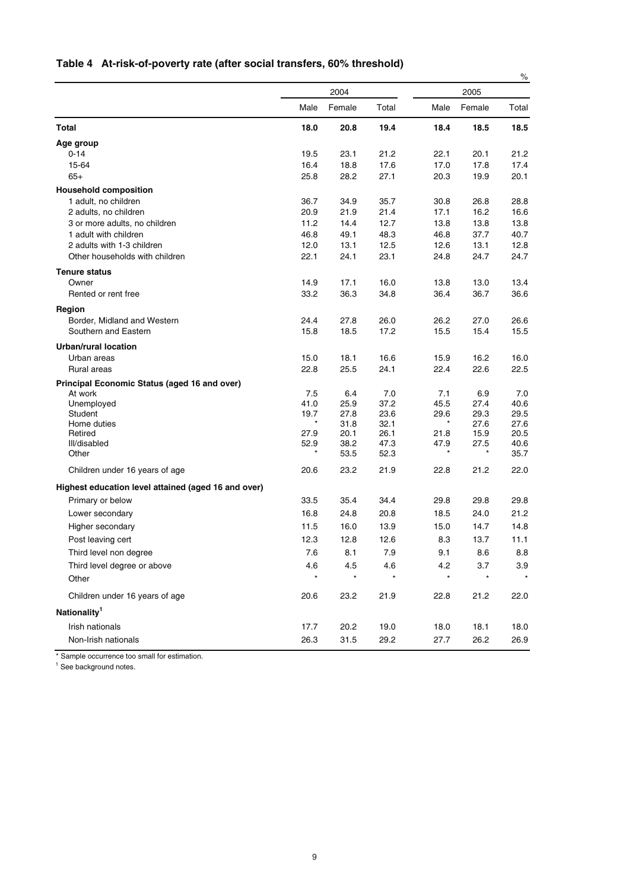## Table 4 At-risk-of-poverty rate (after social transfers, 60% threshold)

%

| | 2004 | | | 2005 | | |
|---|---|---|---|---|---|---|
| | Male | Female | Total | Male | Female | Total |
| **Total** | **18.0** | **20.8** | **19.4** | **18.4** | **18.5** | **18.5** |
| **Age group** | | | | | | |
| 0-14 | 19.5 | 23.1 | 21.2 | 22.1 | 20.1 | 21.2 |
| 15-64 | 16.4 | 18.8 | 17.6 | 17.0 | 17.8 | 17.4 |
| 65+ | 25.8 | 28.2 | 27.1 | 20.3 | 19.9 | 20.1 |
| **Household composition** | | | | | | |
| 1 adult, no children | 36.7 | 34.9 | 35.7 | 30.8 | 26.8 | 28.8 |
| 2 adults, no children | 20.9 | 21.9 | 21.4 | 17.1 | 16.2 | 16.6 |
| 3 or more adults, no children | 11.2 | 14.4 | 12.7 | 13.8 | 13.8 | 13.8 |
| 1 adult with children | 46.8 | 49.1 | 48.3 | 46.8 | 37.7 | 40.7 |
| 2 adults with 1-3 children | 12.0 | 13.1 | 12.5 | 12.6 | 13.1 | 12.8 |
| Other households with children | 22.1 | 24.1 | 23.1 | 24.8 | 24.7 | 24.7 |
| **Tenure status** | | | | | | |
| Owner | 14.9 | 17.1 | 16.0 | 13.8 | 13.0 | 13.4 |
| Rented or rent free | 33.2 | 36.3 | 34.8 | 36.4 | 36.7 | 36.6 |
| **Region** | | | | | | |
| Border, Midland and Western | 24.4 | 27.8 | 26.0 | 26.2 | 27.0 | 26.6 |
| Southern and Eastern | 15.8 | 18.5 | 17.2 | 15.5 | 15.4 | 15.5 |
| **Urban/rural location** | | | | | | |
| Urban areas | 15.0 | 18.1 | 16.6 | 15.9 | 16.2 | 16.0 |
| Rural areas | 22.8 | 25.5 | 24.1 | 22.4 | 22.6 | 22.5 |
| **Principal Economic Status (aged 16 and over)** | | | | | | |
| At work | 7.5 | 6.4 | 7.0 | 7.1 | 6.9 | 7.0 |
| Unemployed | 41.0 | 25.9 | 37.2 | 45.5 | 27.4 | 40.6 |
| Student | 19.7 | 27.8 | 23.6 | 29.6 | 29.3 | 29.5 |
| Home duties | * | 31.8 | 32.1 | * | 27.6 | 27.6 |
| Retired | 27.9 | 20.1 | 26.1 | 21.8 | 15.9 | 20.5 |
| Ill/disabled | 52.9 | 38.2 | 47.3 | 47.9 | 27.5 | 40.6 |
| Other | * | 53.5 | 52.3 | * | * | 35.7 |
| Children under 16 years of age | 20.6 | 23.2 | 21.9 | 22.8 | 21.2 | 22.0 |
| **Highest education level attained (aged 16 and over)** | | | | | | |
| Primary or below | 33.5 | 35.4 | 34.4 | 29.8 | 29.8 | 29.8 |
| Lower secondary | 16.8 | 24.8 | 20.8 | 18.5 | 24.0 | 21.2 |
| Higher secondary | 11.5 | 16.0 | 13.9 | 15.0 | 14.7 | 14.8 |
| Post leaving cert | 12.3 | 12.8 | 12.6 | 8.3 | 13.7 | 11.1 |
| Third level non degree | 7.6 | 8.1 | 7.9 | 9.1 | 8.6 | 8.8 |
| Third level degree or above | 4.6 | 4.5 | 4.6 | 4.2 | 3.7 | 3.9 |
| Other | * | * | * | * | * | * |
| Children under 16 years of age | 20.6 | 23.2 | 21.9 | 22.8 | 21.2 | 22.0 |
| **Nationality[1]** | | | | | | |
| Irish nationals | 17.7 | 20.2 | 19.0 | 18.0 | 18.1 | 18.0 |
| Non-Irish nationals | 26.3 | 31.5 | 29.2 | 27.7 | 26.2 | 26.9 |

\* Sample occurrence too small for estimation.

[1] See background notes.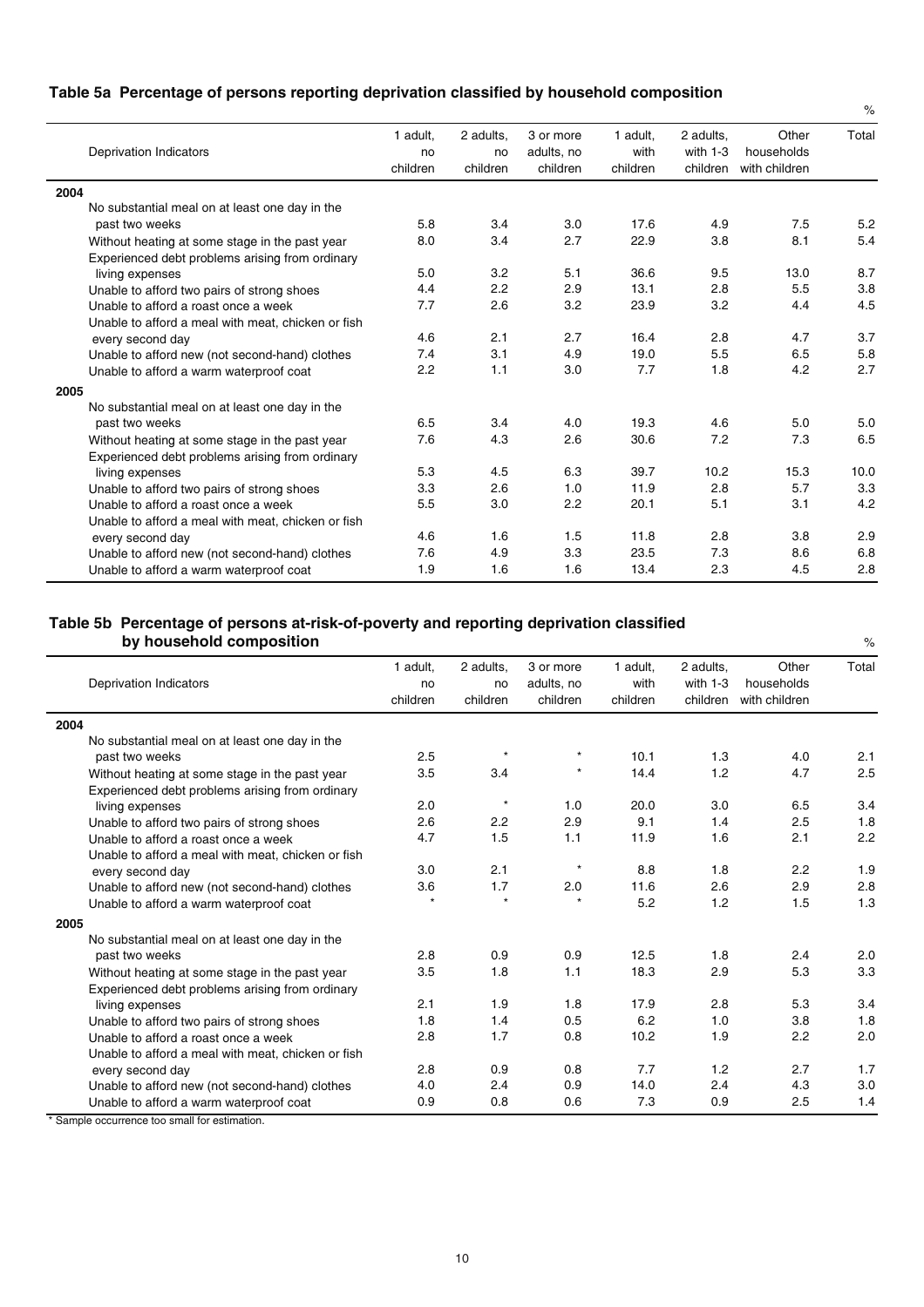## Table 5a Percentage of persons reporting deprivation classified by household composition

%

| Deprivation Indicators | 1 adult, no children | 2 adults, no children | 3 or more adults, no children | 1 adult, with children | 2 adults, with 1-3 children | Other households with children | Total |
|---|---|---|---|---|---|---|---|
| **2004** | | | | | | | |
| No substantial meal on at least one day in the past two weeks | 5.8 | 3.4 | 3.0 | 17.6 | 4.9 | 7.5 | 5.2 |
| Without heating at some stage in the past year | 8.0 | 3.4 | 2.7 | 22.9 | 3.8 | 8.1 | 5.4 |
| Experienced debt problems arising from ordinary living expenses | 5.0 | 3.2 | 5.1 | 36.6 | 9.5 | 13.0 | 8.7 |
| Unable to afford two pairs of strong shoes | 4.4 | 2.2 | 2.9 | 13.1 | 2.8 | 5.5 | 3.8 |
| Unable to afford a roast once a week | 7.7 | 2.6 | 3.2 | 23.9 | 3.2 | 4.4 | 4.5 |
| Unable to afford a meal with meat, chicken or fish every second day | 4.6 | 2.1 | 2.7 | 16.4 | 2.8 | 4.7 | 3.7 |
| Unable to afford new (not second-hand) clothes | 7.4 | 3.1 | 4.9 | 19.0 | 5.5 | 6.5 | 5.8 |
| Unable to afford a warm waterproof coat | 2.2 | 1.1 | 3.0 | 7.7 | 1.8 | 4.2 | 2.7 |
| **2005** | | | | | | | |
| No substantial meal on at least one day in the past two weeks | 6.5 | 3.4 | 4.0 | 19.3 | 4.6 | 5.0 | 5.0 |
| Without heating at some stage in the past year | 7.6 | 4.3 | 2.6 | 30.6 | 7.2 | 7.3 | 6.5 |
| Experienced debt problems arising from ordinary living expenses | 5.3 | 4.5 | 6.3 | 39.7 | 10.2 | 15.3 | 10.0 |
| Unable to afford two pairs of strong shoes | 3.3 | 2.6 | 1.0 | 11.9 | 2.8 | 5.7 | 3.3 |
| Unable to afford a roast once a week | 5.5 | 3.0 | 2.2 | 20.1 | 5.1 | 3.1 | 4.2 |
| Unable to afford a meal with meat, chicken or fish every second day | 4.6 | 1.6 | 1.5 | 11.8 | 2.8 | 3.8 | 2.9 |
| Unable to afford new (not second-hand) clothes | 7.6 | 4.9 | 3.3 | 23.5 | 7.3 | 8.6 | 6.8 |
| Unable to afford a warm waterproof coat | 1.9 | 1.6 | 1.6 | 13.4 | 2.3 | 4.5 | 2.8 |

## Table 5b Percentage of persons at-risk-of-poverty and reporting deprivation classified by household composition

%

| Deprivation Indicators | 1 adult, no children | 2 adults, no children | 3 or more adults, no children | 1 adult, with children | 2 adults, with 1-3 children | Other households with children | Total |
|---|---|---|---|---|---|---|---|
| **2004** | | | | | | | |
| No substantial meal on at least one day in the past two weeks | 2.5 | * | * | 10.1 | 1.3 | 4.0 | 2.1 |
| Without heating at some stage in the past year | 3.5 | 3.4 | * | 14.4 | 1.2 | 4.7 | 2.5 |
| Experienced debt problems arising from ordinary living expenses | 2.0 | * | 1.0 | 20.0 | 3.0 | 6.5 | 3.4 |
| Unable to afford two pairs of strong shoes | 2.6 | 2.2 | 2.9 | 9.1 | 1.4 | 2.5 | 1.8 |
| Unable to afford a roast once a week | 4.7 | 1.5 | 1.1 | 11.9 | 1.6 | 2.1 | 2.2 |
| Unable to afford a meal with meat, chicken or fish every second day | 3.0 | 2.1 | * | 8.8 | 1.8 | 2.2 | 1.9 |
| Unable to afford new (not second-hand) clothes | 3.6 | 1.7 | 2.0 | 11.6 | 2.6 | 2.9 | 2.8 |
| Unable to afford a warm waterproof coat | * | * | * | 5.2 | 1.2 | 1.5 | 1.3 |
| **2005** | | | | | | | |
| No substantial meal on at least one day in the past two weeks | 2.8 | 0.9 | 0.9 | 12.5 | 1.8 | 2.4 | 2.0 |
| Without heating at some stage in the past year | 3.5 | 1.8 | 1.1 | 18.3 | 2.9 | 5.3 | 3.3 |
| Experienced debt problems arising from ordinary living expenses | 2.1 | 1.9 | 1.8 | 17.9 | 2.8 | 5.3 | 3.4 |
| Unable to afford two pairs of strong shoes | 1.8 | 1.4 | 0.5 | 6.2 | 1.0 | 3.8 | 1.8 |
| Unable to afford a roast once a week | 2.8 | 1.7 | 0.8 | 10.2 | 1.9 | 2.2 | 2.0 |
| Unable to afford a meal with meat, chicken or fish every second day | 2.8 | 0.9 | 0.8 | 7.7 | 1.2 | 2.7 | 1.7 |
| Unable to afford new (not second-hand) clothes | 4.0 | 2.4 | 0.9 | 14.0 | 2.4 | 4.3 | 3.0 |
| Unable to afford a warm waterproof coat | 0.9 | 0.8 | 0.6 | 7.3 | 0.9 | 2.5 | 1.4 |

* Sample occurrence too small for estimation.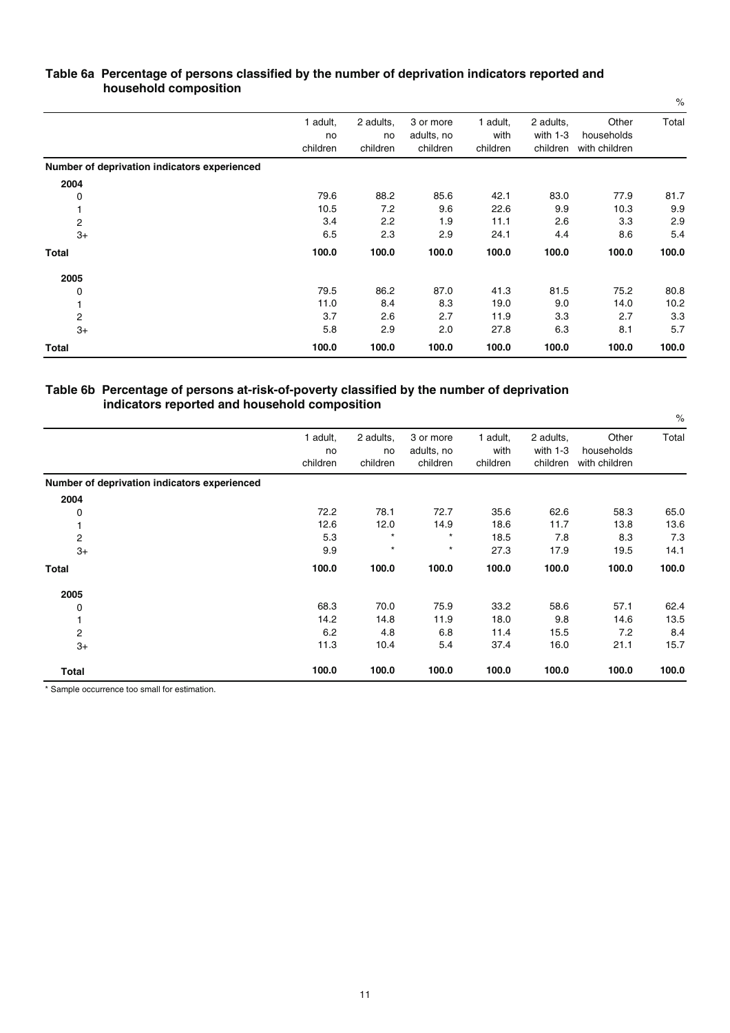### Table 6a Percentage of persons classified by the number of deprivation indicators reported and household composition

%

| | 1 adult, no children | 2 adults, no children | 3 or more adults, no children | 1 adult, with children | 2 adults, with 1-3 children | Other households with children | Total |
|---|---|---|---|---|---|---|---|
| **Number of deprivation indicators experienced** | | | | | | | |
| **2004** | | | | | | | |
| 0 | 79.6 | 88.2 | 85.6 | 42.1 | 83.0 | 77.9 | 81.7 |
| 1 | 10.5 | 7.2 | 9.6 | 22.6 | 9.9 | 10.3 | 9.9 |
| 2 | 3.4 | 2.2 | 1.9 | 11.1 | 2.6 | 3.3 | 2.9 |
| 3+ | 6.5 | 2.3 | 2.9 | 24.1 | 4.4 | 8.6 | 5.4 |
| **Total** | **100.0** | **100.0** | **100.0** | **100.0** | **100.0** | **100.0** | **100.0** |
| **2005** | | | | | | | |
| 0 | 79.5 | 86.2 | 87.0 | 41.3 | 81.5 | 75.2 | 80.8 |
| 1 | 11.0 | 8.4 | 8.3 | 19.0 | 9.0 | 14.0 | 10.2 |
| 2 | 3.7 | 2.6 | 2.7 | 11.9 | 3.3 | 2.7 | 3.3 |
| 3+ | 5.8 | 2.9 | 2.0 | 27.8 | 6.3 | 8.1 | 5.7 |
| **Total** | **100.0** | **100.0** | **100.0** | **100.0** | **100.0** | **100.0** | **100.0** |

### Table 6b Percentage of persons at-risk-of-poverty classified by the number of deprivation indicators reported and household composition

%

| | 1 adult, no children | 2 adults, no children | 3 or more adults, no children | 1 adult, with children | 2 adults, with 1-3 children | Other households with children | Total |
|---|---|---|---|---|---|---|---|
| **Number of deprivation indicators experienced** | | | | | | | |
| **2004** | | | | | | | |
| 0 | 72.2 | 78.1 | 72.7 | 35.6 | 62.6 | 58.3 | 65.0 |
| 1 | 12.6 | 12.0 | 14.9 | 18.6 | 11.7 | 13.8 | 13.6 |
| 2 | 5.3 | * | * | 18.5 | 7.8 | 8.3 | 7.3 |
| 3+ | 9.9 | * | * | 27.3 | 17.9 | 19.5 | 14.1 |
| **Total** | **100.0** | **100.0** | **100.0** | **100.0** | **100.0** | **100.0** | **100.0** |
| **2005** | | | | | | | |
| 0 | 68.3 | 70.0 | 75.9 | 33.2 | 58.6 | 57.1 | 62.4 |
| 1 | 14.2 | 14.8 | 11.9 | 18.0 | 9.8 | 14.6 | 13.5 |
| 2 | 6.2 | 4.8 | 6.8 | 11.4 | 15.5 | 7.2 | 8.4 |
| 3+ | 11.3 | 10.4 | 5.4 | 37.4 | 16.0 | 21.1 | 15.7 |
| **Total** | **100.0** | **100.0** | **100.0** | **100.0** | **100.0** | **100.0** | **100.0** |

* Sample occurrence too small for estimation.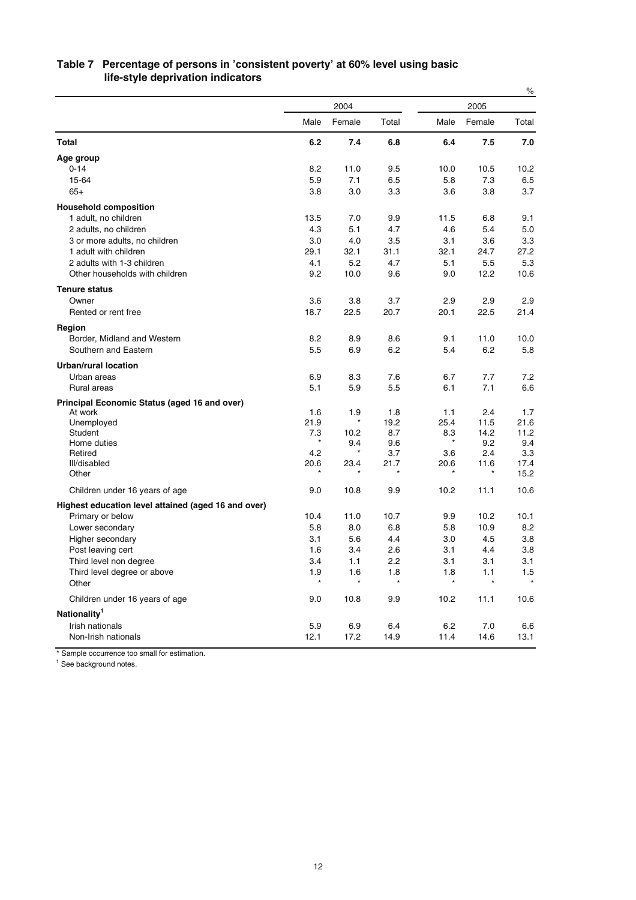### Table 7 Percentage of persons in 'consistent poverty' at 60% level using basic life-style deprivation indicators

%

| | 2004 | | | 2005 | | |
|---|---|---|---|---|---|---|
| | Male | Female | Total | Male | Female | Total |
| **Total** | **6.2** | **7.4** | **6.8** | **6.4** | **7.5** | **7.0** |
| **Age group** | | | | | | |
| 0-14 | 8.2 | 11.0 | 9.5 | 10.0 | 10.5 | 10.2 |
| 15-64 | 5.9 | 7.1 | 6.5 | 5.8 | 7.3 | 6.5 |
| 65+ | 3.8 | 3.0 | 3.3 | 3.6 | 3.8 | 3.7 |
| **Household composition** | | | | | | |
| 1 adult, no children | 13.5 | 7.0 | 9.9 | 11.5 | 6.8 | 9.1 |
| 2 adults, no children | 4.3 | 5.1 | 4.7 | 4.6 | 5.4 | 5.0 |
| 3 or more adults, no children | 3.0 | 4.0 | 3.5 | 3.1 | 3.6 | 3.3 |
| 1 adult with children | 29.1 | 32.1 | 31.1 | 32.1 | 24.7 | 27.2 |
| 2 adults with 1-3 children | 4.1 | 5.2 | 4.7 | 5.1 | 5.5 | 5.3 |
| Other households with children | 9.2 | 10.0 | 9.6 | 9.0 | 12.2 | 10.6 |
| **Tenure status** | | | | | | |
| Owner | 3.6 | 3.8 | 3.7 | 2.9 | 2.9 | 2.9 |
| Rented or rent free | 18.7 | 22.5 | 20.7 | 20.1 | 22.5 | 21.4 |
| **Region** | | | | | | |
| Border, Midland and Western | 8.2 | 8.9 | 8.6 | 9.1 | 11.0 | 10.0 |
| Southern and Eastern | 5.5 | 6.9 | 6.2 | 5.4 | 6.2 | 5.8 |
| **Urban/rural location** | | | | | | |
| Urban areas | 6.9 | 8.3 | 7.6 | 6.7 | 7.7 | 7.2 |
| Rural areas | 5.1 | 5.9 | 5.5 | 6.1 | 7.1 | 6.6 |
| **Principal Economic Status (aged 16 and over)** | | | | | | |
| At work | 1.6 | 1.9 | 1.8 | 1.1 | 2.4 | 1.7 |
| Unemployed | 21.9 | * | 19.2 | 25.4 | 11.5 | 21.6 |
| Student | 7.3 | 10.2 | 8.7 | 8.3 | 14.2 | 11.2 |
| Home duties | * | 9.4 | 9.6 | * | 9.2 | 9.4 |
| Retired | 4.2 | * | 3.7 | 3.6 | 2.4 | 3.3 |
| Ill/disabled | 20.6 | 23.4 | 21.7 | 20.6 | 11.6 | 17.4 |
| Other | * | * | * | * | * | 15.2 |
| Children under 16 years of age | 9.0 | 10.8 | 9.9 | 10.2 | 11.1 | 10.6 |
| **Highest education level attained (aged 16 and over)** | | | | | | |
| Primary or below | 10.4 | 11.0 | 10.7 | 9.9 | 10.2 | 10.1 |
| Lower secondary | 5.8 | 8.0 | 6.8 | 5.8 | 10.9 | 8.2 |
| Higher secondary | 3.1 | 5.6 | 4.4 | 3.0 | 4.5 | 3.8 |
| Post leaving cert | 1.6 | 3.4 | 2.6 | 3.1 | 4.4 | 3.8 |
| Third level non degree | 3.4 | 1.1 | 2.2 | 3.1 | 3.1 | 3.1 |
| Third level degree or above | 1.9 | 1.6 | 1.8 | 1.8 | 1.1 | 1.5 |
| Other | * | * | * | * | * | * |
| Children under 16 years of age | 9.0 | 10.8 | 9.9 | 10.2 | 11.1 | 10.6 |
| **Nationality[1]** | | | | | | |
| Irish nationals | 5.9 | 6.9 | 6.4 | 6.2 | 7.0 | 6.6 |
| Non-Irish nationals | 12.1 | 17.2 | 14.9 | 11.4 | 14.6 | 13.1 |

* Sample occurrence too small for estimation.

[1] See background notes.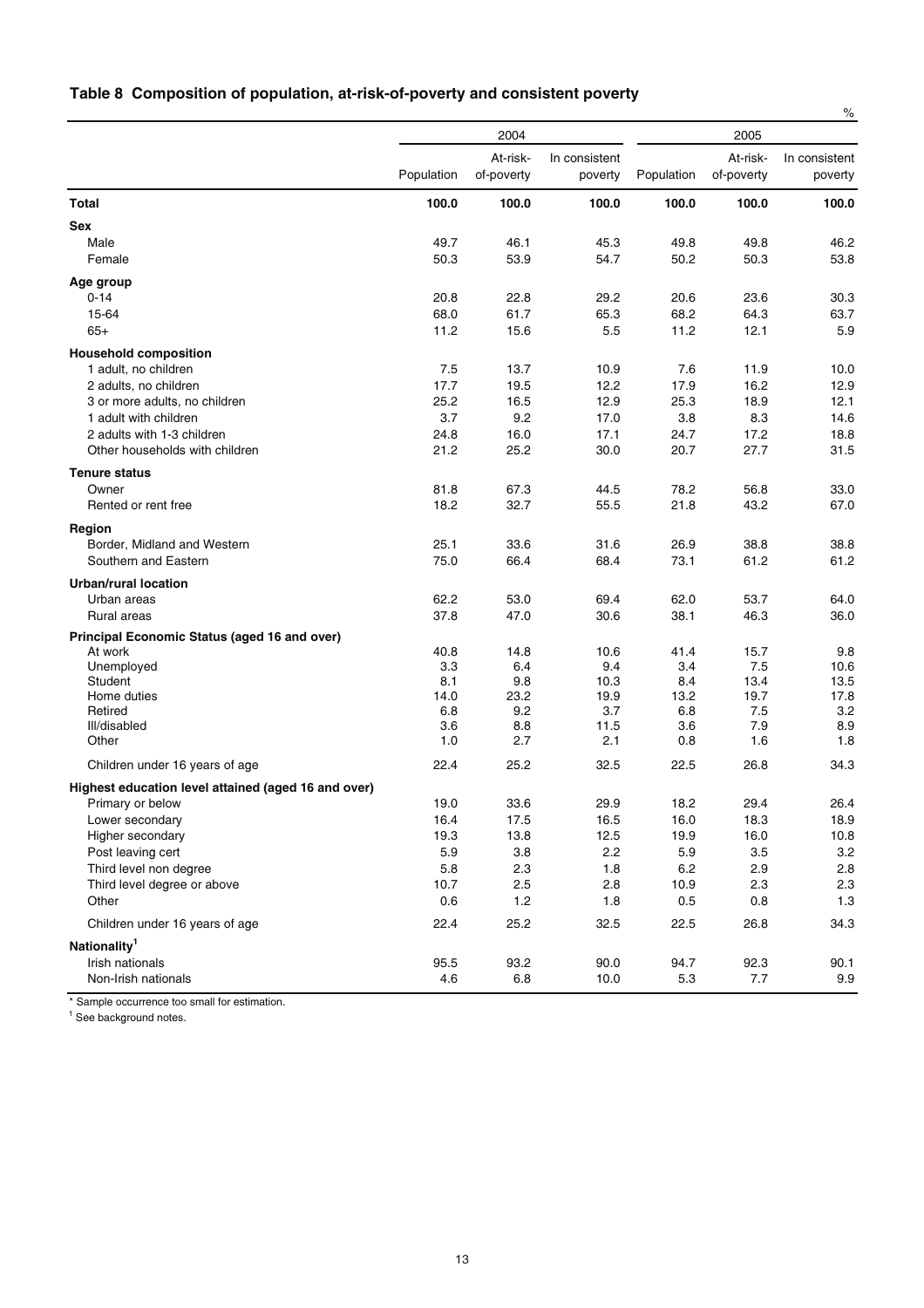## Table 8 Composition of population, at-risk-of-poverty and consistent poverty

%

| | 2004 | | | 2005 | | |
|---|---|---|---|---|---|---|
| | Population | At-risk-of-poverty | In consistent poverty | Population | At-risk-of-poverty | In consistent poverty |
| **Total** | **100.0** | **100.0** | **100.0** | **100.0** | **100.0** | **100.0** |
| **Sex** | | | | | | |
| Male | 49.7 | 46.1 | 45.3 | 49.8 | 49.8 | 46.2 |
| Female | 50.3 | 53.9 | 54.7 | 50.2 | 50.3 | 53.8 |
| **Age group** | | | | | | |
| 0-14 | 20.8 | 22.8 | 29.2 | 20.6 | 23.6 | 30.3 |
| 15-64 | 68.0 | 61.7 | 65.3 | 68.2 | 64.3 | 63.7 |
| 65+ | 11.2 | 15.6 | 5.5 | 11.2 | 12.1 | 5.9 |
| **Household composition** | | | | | | |
| 1 adult, no children | 7.5 | 13.7 | 10.9 | 7.6 | 11.9 | 10.0 |
| 2 adults, no children | 17.7 | 19.5 | 12.2 | 17.9 | 16.2 | 12.9 |
| 3 or more adults, no children | 25.2 | 16.5 | 12.9 | 25.3 | 18.9 | 12.1 |
| 1 adult with children | 3.7 | 9.2 | 17.0 | 3.8 | 8.3 | 14.6 |
| 2 adults with 1-3 children | 24.8 | 16.0 | 17.1 | 24.7 | 17.2 | 18.8 |
| Other households with children | 21.2 | 25.2 | 30.0 | 20.7 | 27.7 | 31.5 |
| **Tenure status** | | | | | | |
| Owner | 81.8 | 67.3 | 44.5 | 78.2 | 56.8 | 33.0 |
| Rented or rent free | 18.2 | 32.7 | 55.5 | 21.8 | 43.2 | 67.0 |
| **Region** | | | | | | |
| Border, Midland and Western | 25.1 | 33.6 | 31.6 | 26.9 | 38.8 | 38.8 |
| Southern and Eastern | 75.0 | 66.4 | 68.4 | 73.1 | 61.2 | 61.2 |
| **Urban/rural location** | | | | | | |
| Urban areas | 62.2 | 53.0 | 69.4 | 62.0 | 53.7 | 64.0 |
| Rural areas | 37.8 | 47.0 | 30.6 | 38.1 | 46.3 | 36.0 |
| **Principal Economic Status (aged 16 and over)** | | | | | | |
| At work | 40.8 | 14.8 | 10.6 | 41.4 | 15.7 | 9.8 |
| Unemployed | 3.3 | 6.4 | 9.4 | 3.4 | 7.5 | 10.6 |
| Student | 8.1 | 9.8 | 10.3 | 8.4 | 13.4 | 13.5 |
| Home duties | 14.0 | 23.2 | 19.9 | 13.2 | 19.7 | 17.8 |
| Retired | 6.8 | 9.2 | 3.7 | 6.8 | 7.5 | 3.2 |
| Ill/disabled | 3.6 | 8.8 | 11.5 | 3.6 | 7.9 | 8.9 |
| Other | 1.0 | 2.7 | 2.1 | 0.8 | 1.6 | 1.8 |
| Children under 16 years of age | 22.4 | 25.2 | 32.5 | 22.5 | 26.8 | 34.3 |
| **Highest education level attained (aged 16 and over)** | | | | | | |
| Primary or below | 19.0 | 33.6 | 29.9 | 18.2 | 29.4 | 26.4 |
| Lower secondary | 16.4 | 17.5 | 16.5 | 16.0 | 18.3 | 18.9 |
| Higher secondary | 19.3 | 13.8 | 12.5 | 19.9 | 16.0 | 10.8 |
| Post leaving cert | 5.9 | 3.8 | 2.2 | 5.9 | 3.5 | 3.2 |
| Third level non degree | 5.8 | 2.3 | 1.8 | 6.2 | 2.9 | 2.8 |
| Third level degree or above | 10.7 | 2.5 | 2.8 | 10.9 | 2.3 | 2.3 |
| Other | 0.6 | 1.2 | 1.8 | 0.5 | 0.8 | 1.3 |
| Children under 16 years of age | 22.4 | 25.2 | 32.5 | 22.5 | 26.8 | 34.3 |
| **Nationality[1]** | | | | | | |
| Irish nationals | 95.5 | 93.2 | 90.0 | 94.7 | 92.3 | 90.1 |
| Non-Irish nationals | 4.6 | 6.8 | 10.0 | 5.3 | 7.7 | 9.9 |

* Sample occurrence too small for estimation.

[1] See background notes.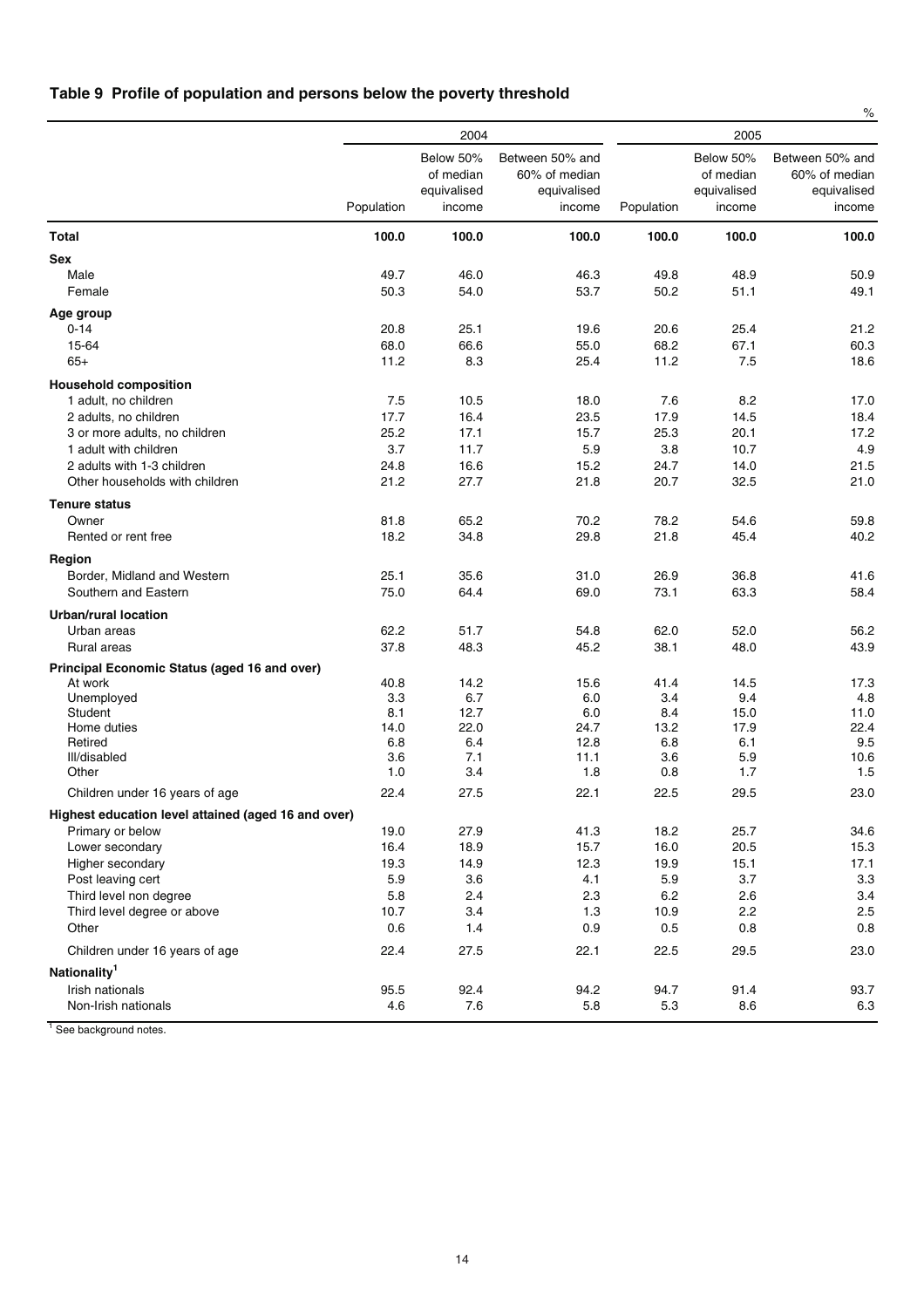## Table 9 Profile of population and persons below the poverty threshold

%

| | 2004 | | | 2005 | | |
|---|---|---|---|---|---|---|
| | Population | Below 50% of median equivalised income | Between 50% and 60% of median equivalised income | Population | Below 50% of median equivalised income | Between 50% and 60% of median equivalised income |
| **Total** | **100.0** | **100.0** | **100.0** | **100.0** | **100.0** | **100.0** |
| **Sex** | | | | | | |
| Male | 49.7 | 46.0 | 46.3 | 49.8 | 48.9 | 50.9 |
| Female | 50.3 | 54.0 | 53.7 | 50.2 | 51.1 | 49.1 |
| **Age group** | | | | | | |
| 0-14 | 20.8 | 25.1 | 19.6 | 20.6 | 25.4 | 21.2 |
| 15-64 | 68.0 | 66.6 | 55.0 | 68.2 | 67.1 | 60.3 |
| 65+ | 11.2 | 8.3 | 25.4 | 11.2 | 7.5 | 18.6 |
| **Household composition** | | | | | | |
| 1 adult, no children | 7.5 | 10.5 | 18.0 | 7.6 | 8.2 | 17.0 |
| 2 adults, no children | 17.7 | 16.4 | 23.5 | 17.9 | 14.5 | 18.4 |
| 3 or more adults, no children | 25.2 | 17.1 | 15.7 | 25.3 | 20.1 | 17.2 |
| 1 adult with children | 3.7 | 11.7 | 5.9 | 3.8 | 10.7 | 4.9 |
| 2 adults with 1-3 children | 24.8 | 16.6 | 15.2 | 24.7 | 14.0 | 21.5 |
| Other households with children | 21.2 | 27.7 | 21.8 | 20.7 | 32.5 | 21.0 |
| **Tenure status** | | | | | | |
| Owner | 81.8 | 65.2 | 70.2 | 78.2 | 54.6 | 59.8 |
| Rented or rent free | 18.2 | 34.8 | 29.8 | 21.8 | 45.4 | 40.2 |
| **Region** | | | | | | |
| Border, Midland and Western | 25.1 | 35.6 | 31.0 | 26.9 | 36.8 | 41.6 |
| Southern and Eastern | 75.0 | 64.4 | 69.0 | 73.1 | 63.3 | 58.4 |
| **Urban/rural location** | | | | | | |
| Urban areas | 62.2 | 51.7 | 54.8 | 62.0 | 52.0 | 56.2 |
| Rural areas | 37.8 | 48.3 | 45.2 | 38.1 | 48.0 | 43.9 |
| **Principal Economic Status (aged 16 and over)** | | | | | | |
| At work | 40.8 | 14.2 | 15.6 | 41.4 | 14.5 | 17.3 |
| Unemployed | 3.3 | 6.7 | 6.0 | 3.4 | 9.4 | 4.8 |
| Student | 8.1 | 12.7 | 6.0 | 8.4 | 15.0 | 11.0 |
| Home duties | 14.0 | 22.0 | 24.7 | 13.2 | 17.9 | 22.4 |
| Retired | 6.8 | 6.4 | 12.8 | 6.8 | 6.1 | 9.5 |
| Ill/disabled | 3.6 | 7.1 | 11.1 | 3.6 | 5.9 | 10.6 |
| Other | 1.0 | 3.4 | 1.8 | 0.8 | 1.7 | 1.5 |
| Children under 16 years of age | 22.4 | 27.5 | 22.1 | 22.5 | 29.5 | 23.0 |
| **Highest education level attained (aged 16 and over)** | | | | | | |
| Primary or below | 19.0 | 27.9 | 41.3 | 18.2 | 25.7 | 34.6 |
| Lower secondary | 16.4 | 18.9 | 15.7 | 16.0 | 20.5 | 15.3 |
| Higher secondary | 19.3 | 14.9 | 12.3 | 19.9 | 15.1 | 17.1 |
| Post leaving cert | 5.9 | 3.6 | 4.1 | 5.9 | 3.7 | 3.3 |
| Third level non degree | 5.8 | 2.4 | 2.3 | 6.2 | 2.6 | 3.4 |
| Third level degree or above | 10.7 | 3.4 | 1.3 | 10.9 | 2.2 | 2.5 |
| Other | 0.6 | 1.4 | 0.9 | 0.5 | 0.8 | 0.8 |
| Children under 16 years of age | 22.4 | 27.5 | 22.1 | 22.5 | 29.5 | 23.0 |
| **Nationality[1]** | | | | | | |
| Irish nationals | 95.5 | 92.4 | 94.2 | 94.7 | 91.4 | 93.7 |
| Non-Irish nationals | 4.6 | 7.6 | 5.8 | 5.3 | 8.6 | 6.3 |

[1] See background notes.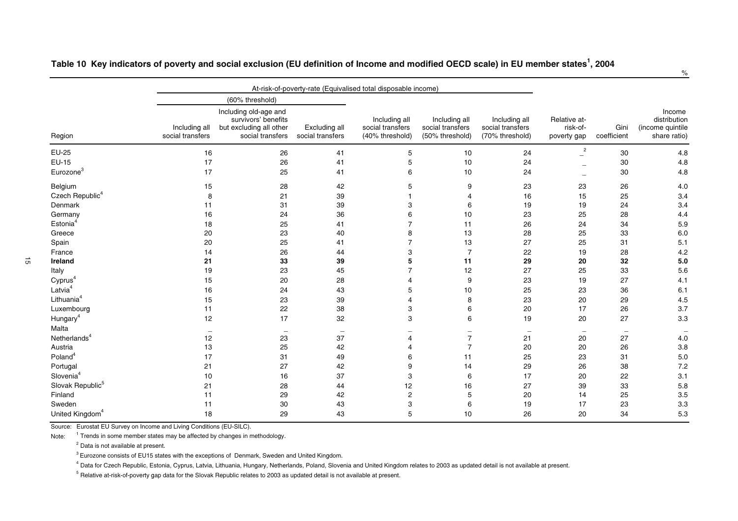## Table 10 Key indicators of poverty and social exclusion (EU definition of Income and modified OECD scale) in EU member states[1], 2004

%

| Region | At-risk-of-poverty-rate (Equivalised total disposable income) (60% threshold) Including all social transfers | Including old-age and survivors' benefits but excluding all other social transfers | Excluding all social transfers | Including all social transfers (40% threshold) | Including all social transfers (50% threshold) | Including all social transfers (70% threshold) | Relative at-risk-of-poverty gap | Gini coefficient | Income distribution (income quintile share ratio) |
|---|---|---|---|---|---|---|---|---|---|
| EU-25 | 16 | 26 | 41 | 5 | 10 | 24 | _[2] | 30 | 4.8 |
| EU-15 | 17 | 26 | 41 | 5 | 10 | 24 | _ | 30 | 4.8 |
| Eurozone[3] | 17 | 25 | 41 | 6 | 10 | 24 | _ | 30 | 4.8 |
| Belgium | 15 | 28 | 42 | 5 | 9 | 23 | 23 | 26 | 4.0 |
| Czech Republic[4] | 8 | 21 | 39 | 1 | 4 | 16 | 15 | 25 | 3.4 |
| Denmark | 11 | 31 | 39 | 3 | 6 | 19 | 19 | 24 | 3.4 |
| Germany | 16 | 24 | 36 | 6 | 10 | 23 | 25 | 28 | 4.4 |
| Estonia[4] | 18 | 25 | 41 | 7 | 11 | 26 | 24 | 34 | 5.9 |
| Greece | 20 | 23 | 40 | 8 | 13 | 28 | 25 | 33 | 6.0 |
| Spain | 20 | 25 | 41 | 7 | 13 | 27 | 25 | 31 | 5.1 |
| France | 14 | 26 | 44 | 3 | 7 | 22 | 19 | 28 | 4.2 |
| **Ireland** | **21** | **33** | **39** | **5** | **11** | **29** | **20** | **32** | **5.0** |
| Italy | 19 | 23 | 45 | 7 | 12 | 27 | 25 | 33 | 5.6 |
| Cyprus[4] | 15 | 20 | 28 | 4 | 9 | 23 | 19 | 27 | 4.1 |
| Latvia[4] | 16 | 24 | 43 | 5 | 10 | 25 | 23 | 36 | 6.1 |
| Lithuania[4] | 15 | 23 | 39 | 4 | 8 | 23 | 20 | 29 | 4.5 |
| Luxembourg | 11 | 22 | 38 | 3 | 6 | 20 | 17 | 26 | 3.7 |
| Hungary[4] | 12 | 17 | 32 | 3 | 6 | 19 | 20 | 27 | 3.3 |
| Malta | _ | _ | _ | _ | _ | _ | _ | _ | _ |
| Netherlands[4] | 12 | 23 | 37 | 4 | 7 | 21 | 20 | 27 | 4.0 |
| Austria | 13 | 25 | 42 | 4 | 7 | 20 | 20 | 26 | 3.8 |
| Poland[4] | 17 | 31 | 49 | 6 | 11 | 25 | 23 | 31 | 5.0 |
| Portugal | 21 | 27 | 42 | 9 | 14 | 29 | 26 | 38 | 7.2 |
| Slovenia[4] | 10 | 16 | 37 | 3 | 6 | 17 | 20 | 22 | 3.1 |
| Slovak Republic[5] | 21 | 28 | 44 | 12 | 16 | 27 | 39 | 33 | 5.8 |
| Finland | 11 | 29 | 42 | 2 | 5 | 20 | 14 | 25 | 3.5 |
| Sweden | 11 | 30 | 43 | 3 | 6 | 19 | 17 | 23 | 3.3 |
| United Kingdom[4] | 18 | 29 | 43 | 5 | 10 | 26 | 20 | 34 | 5.3 |

Source: Eurostat EU Survey on Income and Living Conditions (EU-SILC).

Note:
[1] Trends in some member states may be affected by changes in methodology.
[2] Data is not available at present.
[3] Eurozone consists of EU15 states with the exceptions of Denmark, Sweden and United Kingdom.
[4] Data for Czech Republic, Estonia, Cyprus, Latvia, Lithuania, Hungary, Netherlands, Poland, Slovenia and United Kingdom relates to 2003 as updated detail is not available at present.
[5] Relative at-risk-of-poverty gap data for the Slovak Republic relates to 2003 as updated detail is not available at present.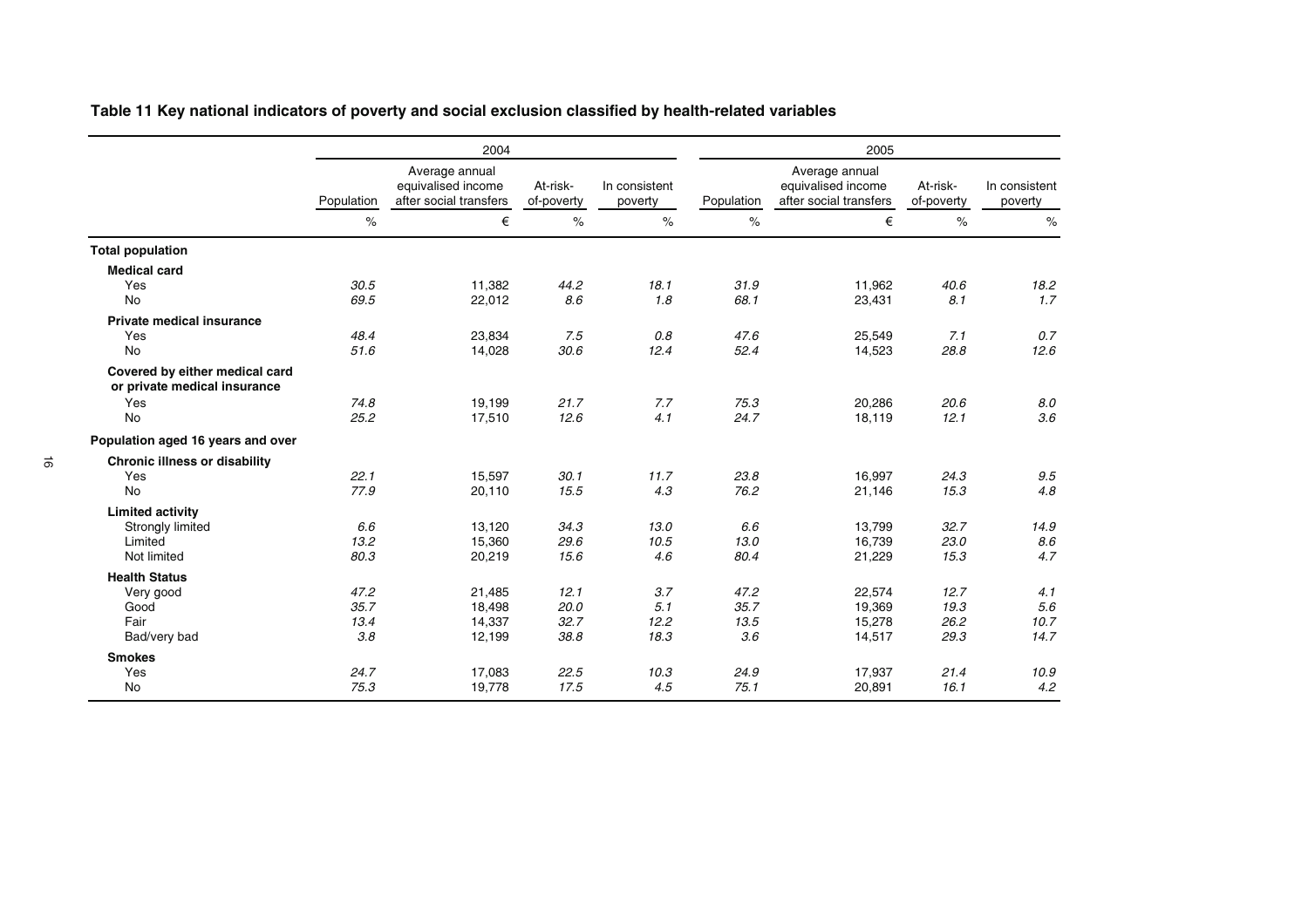## Table 11 Key national indicators of poverty and social exclusion classified by health-related variables

| | 2004 | | | | 2005 | | | |
|---|---|---|---|---|---|---|---|---|
| | Population | Average annual equivalised income after social transfers | At-risk-of-poverty | In consistent poverty | Population | Average annual equivalised income after social transfers | At-risk-of-poverty | In consistent poverty |
| | % | € | % | % | % | € | % | % |
| **Total population** | | | | | | | | |
| **Medical card** | | | | | | | | |
| Yes | *30.5* | 11,382 | *44.2* | *18.1* | *31.9* | 11,962 | *40.6* | *18.2* |
| No | *69.5* | 22,012 | *8.6* | *1.8* | *68.1* | 23,431 | *8.1* | *1.7* |
| **Private medical insurance** | | | | | | | | |
| Yes | *48.4* | 23,834 | *7.5* | *0.8* | *47.6* | 25,549 | *7.1* | *0.7* |
| No | *51.6* | 14,028 | *30.6* | *12.4* | *52.4* | 14,523 | *28.8* | *12.6* |
| **Covered by either medical card or private medical insurance** | | | | | | | | |
| Yes | *74.8* | 19,199 | *21.7* | *7.7* | *75.3* | 20,286 | *20.6* | *8.0* |
| No | *25.2* | 17,510 | *12.6* | *4.1* | *24.7* | 18,119 | *12.1* | *3.6* |
| **Population aged 16 years and over** | | | | | | | | |
| **Chronic illness or disability** | | | | | | | | |
| Yes | *22.1* | 15,597 | *30.1* | *11.7* | *23.8* | 16,997 | *24.3* | *9.5* |
| No | *77.9* | 20,110 | *15.5* | *4.3* | *76.2* | 21,146 | *15.3* | *4.8* |
| **Limited activity** | | | | | | | | |
| Strongly limited | *6.6* | 13,120 | *34.3* | *13.0* | *6.6* | 13,799 | *32.7* | *14.9* |
| Limited | *13.2* | 15,360 | *29.6* | *10.5* | *13.0* | 16,739 | *23.0* | *8.6* |
| Not limited | *80.3* | 20,219 | *15.6* | *4.6* | *80.4* | 21,229 | *15.3* | *4.7* |
| **Health Status** | | | | | | | | |
| Very good | *47.2* | 21,485 | *12.1* | *3.7* | *47.2* | 22,574 | *12.7* | *4.1* |
| Good | *35.7* | 18,498 | *20.0* | *5.1* | *35.7* | 19,369 | *19.3* | *5.6* |
| Fair | *13.4* | 14,337 | *32.7* | *12.2* | *13.5* | 15,278 | *26.2* | *10.7* |
| Bad/very bad | *3.8* | 12,199 | *38.8* | *18.3* | *3.6* | 14,517 | *29.3* | *14.7* |
| **Smokes** | | | | | | | | |
| Yes | *24.7* | 17,083 | *22.5* | *10.3* | *24.9* | 17,937 | *21.4* | *10.9* |
| No | *75.3* | 19,778 | *17.5* | *4.5* | *75.1* | 20,891 | *16.1* | *4.2* |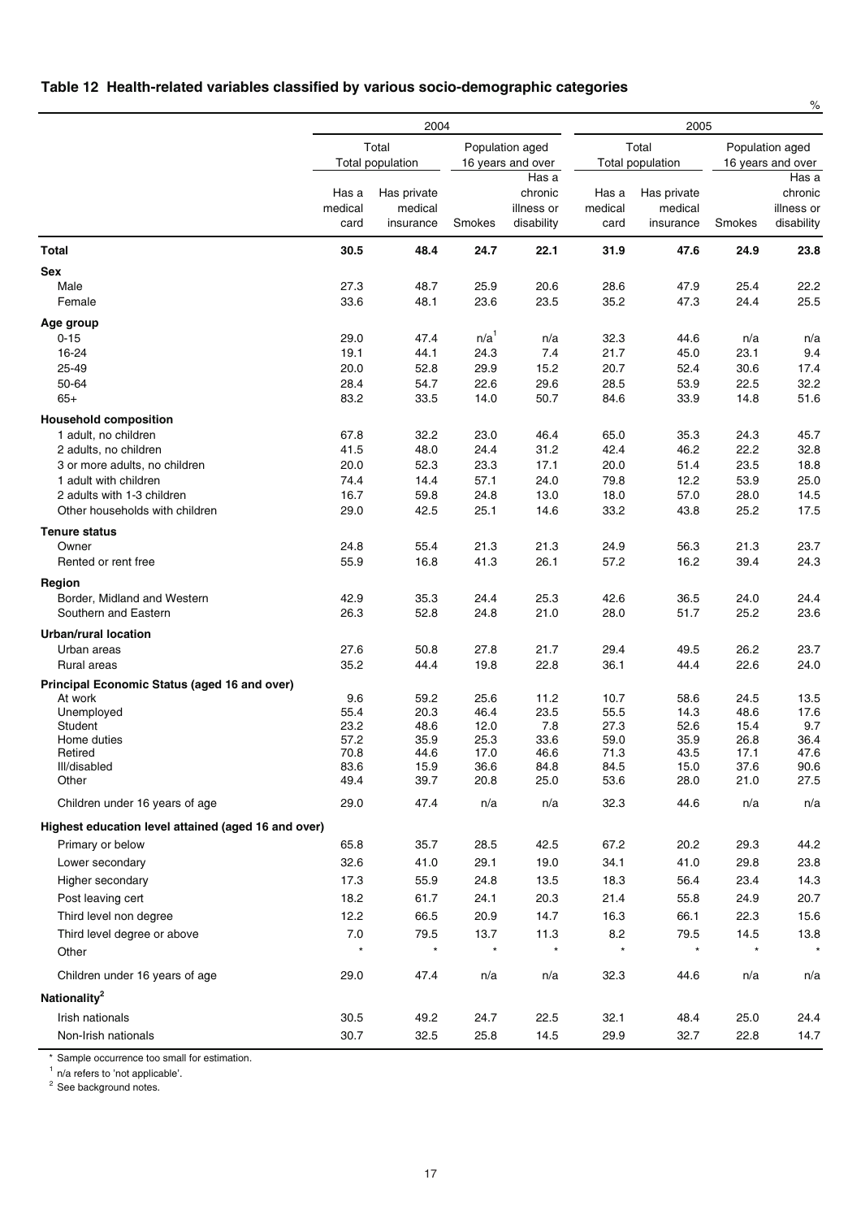## Table 12 Health-related variables classified by various socio-demographic categories

%

| | 2004 | | | | 2005 | | | |
|---|---|---|---|---|---|---|---|---|
| | Total | | Population aged 16 years and over | | Total | | Population aged 16 years and over | |
| | Total population | | | | Total population | | | |
| | Has a medical card | Has private medical insurance | Smokes | Has a chronic illness or disability | Has a medical card | Has private medical insurance | Smokes | Has a chronic illness or disability |
| **Total** | **30.5** | **48.4** | **24.7** | **22.1** | **31.9** | **47.6** | **24.9** | **23.8** |
| **Sex** | | | | | | | | |
| Male | 27.3 | 48.7 | 25.9 | 20.6 | 28.6 | 47.9 | 25.4 | 22.2 |
| Female | 33.6 | 48.1 | 23.6 | 23.5 | 35.2 | 47.3 | 24.4 | 25.5 |
| **Age group** | | | | | | | | |
| 0-15 | 29.0 | 47.4 | n/a[1] | n/a | 32.3 | 44.6 | n/a | n/a |
| 16-24 | 19.1 | 44.1 | 24.3 | 7.4 | 21.7 | 45.0 | 23.1 | 9.4 |
| 25-49 | 20.0 | 52.8 | 29.9 | 15.2 | 20.7 | 52.4 | 30.6 | 17.4 |
| 50-64 | 28.4 | 54.7 | 22.6 | 29.6 | 28.5 | 53.9 | 22.5 | 32.2 |
| 65+ | 83.2 | 33.5 | 14.0 | 50.7 | 84.6 | 33.9 | 14.8 | 51.6 |
| **Household composition** | | | | | | | | |
| 1 adult, no children | 67.8 | 32.2 | 23.0 | 46.4 | 65.0 | 35.3 | 24.3 | 45.7 |
| 2 adults, no children | 41.5 | 48.0 | 24.4 | 31.2 | 42.4 | 46.2 | 22.2 | 32.8 |
| 3 or more adults, no children | 20.0 | 52.3 | 23.3 | 17.1 | 20.0 | 51.4 | 23.5 | 18.8 |
| 1 adult with children | 74.4 | 14.4 | 57.1 | 24.0 | 79.8 | 12.2 | 53.9 | 25.0 |
| 2 adults with 1-3 children | 16.7 | 59.8 | 24.8 | 13.0 | 18.0 | 57.0 | 28.0 | 14.5 |
| Other households with children | 29.0 | 42.5 | 25.1 | 14.6 | 33.2 | 43.8 | 25.2 | 17.5 |
| **Tenure status** | | | | | | | | |
| Owner | 24.8 | 55.4 | 21.3 | 21.3 | 24.9 | 56.3 | 21.3 | 23.7 |
| Rented or rent free | 55.9 | 16.8 | 41.3 | 26.1 | 57.2 | 16.2 | 39.4 | 24.3 |
| **Region** | | | | | | | | |
| Border, Midland and Western | 42.9 | 35.3 | 24.4 | 25.3 | 42.6 | 36.5 | 24.0 | 24.4 |
| Southern and Eastern | 26.3 | 52.8 | 24.8 | 21.0 | 28.0 | 51.7 | 25.2 | 23.6 |
| **Urban/rural location** | | | | | | | | |
| Urban areas | 27.6 | 50.8 | 27.8 | 21.7 | 29.4 | 49.5 | 26.2 | 23.7 |
| Rural areas | 35.2 | 44.4 | 19.8 | 22.8 | 36.1 | 44.4 | 22.6 | 24.0 |
| **Principal Economic Status (aged 16 and over)** | | | | | | | | |
| At work | 9.6 | 59.2 | 25.6 | 11.2 | 10.7 | 58.6 | 24.5 | 13.5 |
| Unemployed | 55.4 | 20.3 | 46.4 | 23.5 | 55.5 | 14.3 | 48.6 | 17.6 |
| Student | 23.2 | 48.6 | 12.0 | 7.8 | 27.3 | 52.6 | 15.4 | 9.7 |
| Home duties | 57.2 | 35.9 | 25.3 | 33.6 | 59.0 | 35.9 | 26.8 | 36.4 |
| Retired | 70.8 | 44.6 | 17.0 | 46.6 | 71.3 | 43.5 | 17.1 | 47.6 |
| Ill/disabled | 83.6 | 15.9 | 36.6 | 84.8 | 84.5 | 15.0 | 37.6 | 90.6 |
| Other | 49.4 | 39.7 | 20.8 | 25.0 | 53.6 | 28.0 | 21.0 | 27.5 |
| Children under 16 years of age | 29.0 | 47.4 | n/a | n/a | 32.3 | 44.6 | n/a | n/a |
| **Highest education level attained (aged 16 and over)** | | | | | | | | |
| Primary or below | 65.8 | 35.7 | 28.5 | 42.5 | 67.2 | 20.2 | 29.3 | 44.2 |
| Lower secondary | 32.6 | 41.0 | 29.1 | 19.0 | 34.1 | 41.0 | 29.8 | 23.8 |
| Higher secondary | 17.3 | 55.9 | 24.8 | 13.5 | 18.3 | 56.4 | 23.4 | 14.3 |
| Post leaving cert | 18.2 | 61.7 | 24.1 | 20.3 | 21.4 | 55.8 | 24.9 | 20.7 |
| Third level non degree | 12.2 | 66.5 | 20.9 | 14.7 | 16.3 | 66.1 | 22.3 | 15.6 |
| Third level degree or above | 7.0 | 79.5 | 13.7 | 11.3 | 8.2 | 79.5 | 14.5 | 13.8 |
| Other | * | * | * | * | * | * | * | * |
| Children under 16 years of age | 29.0 | 47.4 | n/a | n/a | 32.3 | 44.6 | n/a | n/a |
| **Nationality[2]** | | | | | | | | |
| Irish nationals | 30.5 | 49.2 | 24.7 | 22.5 | 32.1 | 48.4 | 25.0 | 24.4 |
| Non-Irish nationals | 30.7 | 32.5 | 25.8 | 14.5 | 29.9 | 32.7 | 22.8 | 14.7 |

\* Sample occurrence too small for estimation.

[1] n/a refers to 'not applicable'.

[2] See background notes.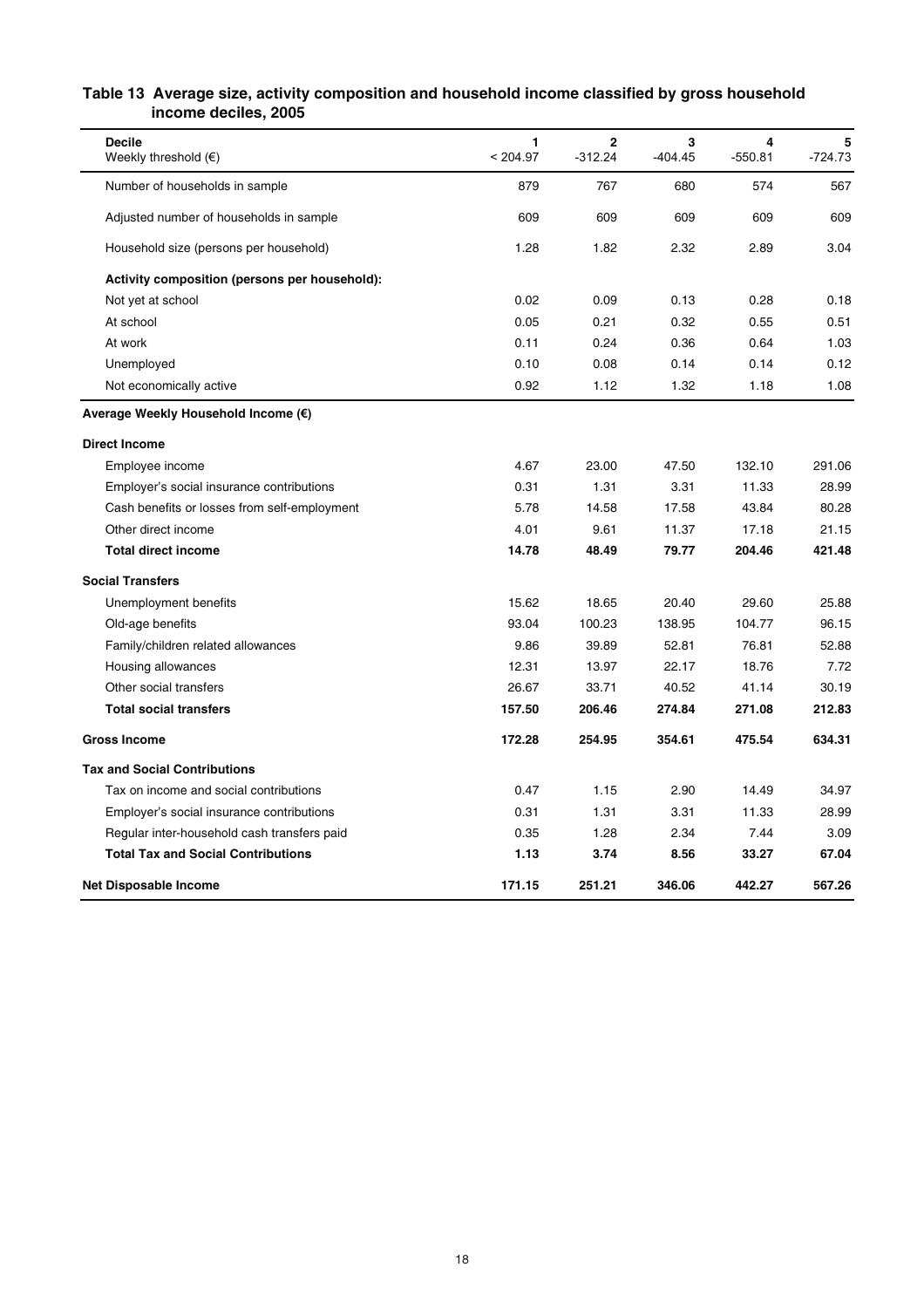## Table 13 Average size, activity composition and household income classified by gross household income deciles, 2005

| Decile<br>Weekly threshold (€) | 1<br>< 204.97 | 2<br>-312.24 | 3<br>-404.45 | 4<br>-550.81 | 5<br>-724.73 |
|---|---|---|---|---|---|
| Number of households in sample | 879 | 767 | 680 | 574 | 567 |
| Adjusted number of households in sample | 609 | 609 | 609 | 609 | 609 |
| Household size (persons per household) | 1.28 | 1.82 | 2.32 | 2.89 | 3.04 |
| **Activity composition (persons per household):** | | | | | |
| Not yet at school | 0.02 | 0.09 | 0.13 | 0.28 | 0.18 |
| At school | 0.05 | 0.21 | 0.32 | 0.55 | 0.51 |
| At work | 0.11 | 0.24 | 0.36 | 0.64 | 1.03 |
| Unemployed | 0.10 | 0.08 | 0.14 | 0.14 | 0.12 |
| Not economically active | 0.92 | 1.12 | 1.32 | 1.18 | 1.08 |
| **Average Weekly Household Income (€)** | | | | | |
| **Direct Income** | | | | | |
| Employee income | 4.67 | 23.00 | 47.50 | 132.10 | 291.06 |
| Employer's social insurance contributions | 0.31 | 1.31 | 3.31 | 11.33 | 28.99 |
| Cash benefits or losses from self-employment | 5.78 | 14.58 | 17.58 | 43.84 | 80.28 |
| Other direct income | 4.01 | 9.61 | 11.37 | 17.18 | 21.15 |
| **Total direct income** | **14.78** | **48.49** | **79.77** | **204.46** | **421.48** |
| **Social Transfers** | | | | | |
| Unemployment benefits | 15.62 | 18.65 | 20.40 | 29.60 | 25.88 |
| Old-age benefits | 93.04 | 100.23 | 138.95 | 104.77 | 96.15 |
| Family/children related allowances | 9.86 | 39.89 | 52.81 | 76.81 | 52.88 |
| Housing allowances | 12.31 | 13.97 | 22.17 | 18.76 | 7.72 |
| Other social transfers | 26.67 | 33.71 | 40.52 | 41.14 | 30.19 |
| **Total social transfers** | **157.50** | **206.46** | **274.84** | **271.08** | **212.83** |
| **Gross Income** | **172.28** | **254.95** | **354.61** | **475.54** | **634.31** |
| **Tax and Social Contributions** | | | | | |
| Tax on income and social contributions | 0.47 | 1.15 | 2.90 | 14.49 | 34.97 |
| Employer's social insurance contributions | 0.31 | 1.31 | 3.31 | 11.33 | 28.99 |
| Regular inter-household cash transfers paid | 0.35 | 1.28 | 2.34 | 7.44 | 3.09 |
| **Total Tax and Social Contributions** | **1.13** | **3.74** | **8.56** | **33.27** | **67.04** |
| **Net Disposable Income** | **171.15** | **251.21** | **346.06** | **442.27** | **567.26** |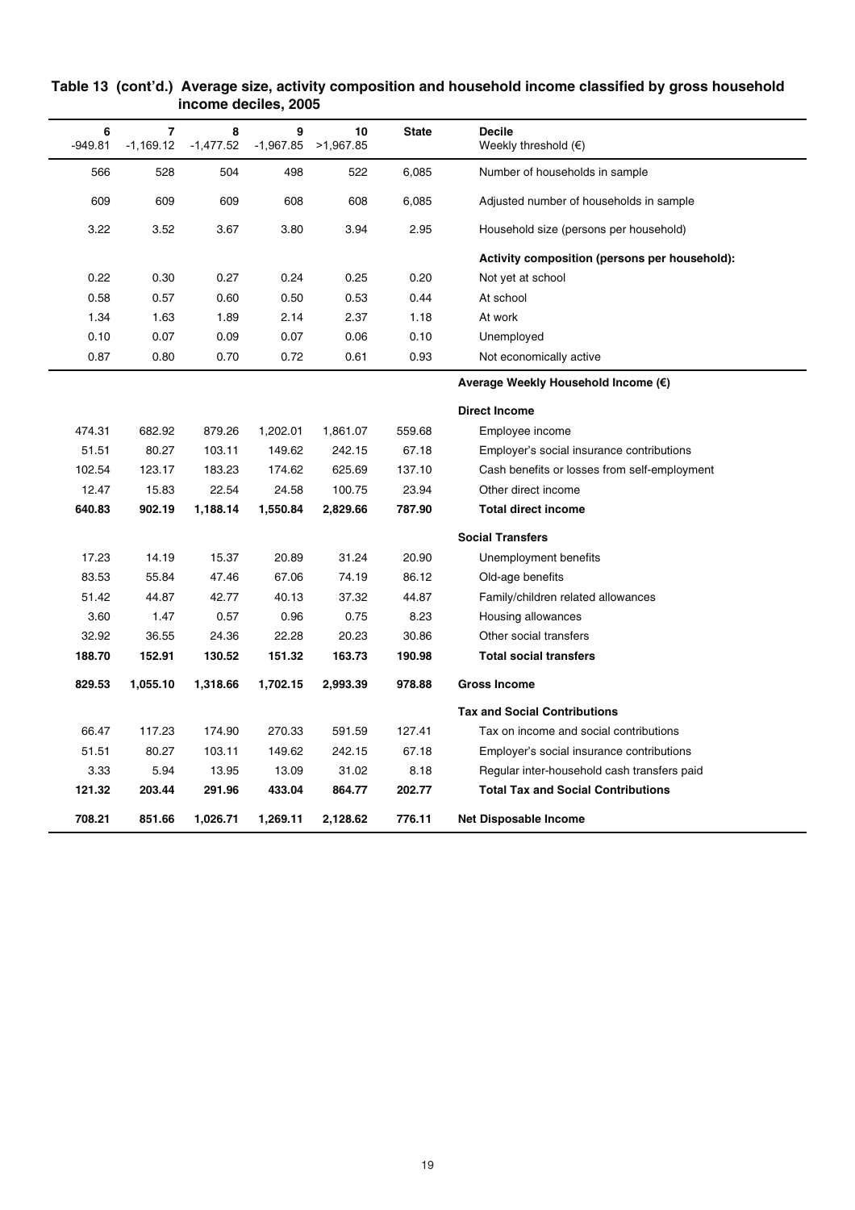**Table 13 (cont'd.) Average size, activity composition and household income classified by gross household income deciles, 2005**

| 6<br>-949.81 | 7<br>-1,169.12 | 8<br>-1,477.52 | 9<br>-1,967.85 | 10<br>>1,967.85 | State | Decile<br>Weekly threshold (€) |
|---|---|---|---|---|---|---|
| 566 | 528 | 504 | 498 | 522 | 6,085 | Number of households in sample |
| 609 | 609 | 609 | 608 | 608 | 6,085 | Adjusted number of households in sample |
| 3.22 | 3.52 | 3.67 | 3.80 | 3.94 | 2.95 | Household size (persons per household) |
| | | | | | | **Activity composition (persons per household):** |
| 0.22 | 0.30 | 0.27 | 0.24 | 0.25 | 0.20 | Not yet at school |
| 0.58 | 0.57 | 0.60 | 0.50 | 0.53 | 0.44 | At school |
| 1.34 | 1.63 | 1.89 | 2.14 | 2.37 | 1.18 | At work |
| 0.10 | 0.07 | 0.09 | 0.07 | 0.06 | 0.10 | Unemployed |
| 0.87 | 0.80 | 0.70 | 0.72 | 0.61 | 0.93 | Not economically active |
| | | | | | | **Average Weekly Household Income (€)** |
| | | | | | | **Direct Income** |
| 474.31 | 682.92 | 879.26 | 1,202.01 | 1,861.07 | 559.68 | Employee income |
| 51.51 | 80.27 | 103.11 | 149.62 | 242.15 | 67.18 | Employer's social insurance contributions |
| 102.54 | 123.17 | 183.23 | 174.62 | 625.69 | 137.10 | Cash benefits or losses from self-employment |
| 12.47 | 15.83 | 22.54 | 24.58 | 100.75 | 23.94 | Other direct income |
| **640.83** | **902.19** | **1,188.14** | **1,550.84** | **2,829.66** | **787.90** | **Total direct income** |
| | | | | | | **Social Transfers** |
| 17.23 | 14.19 | 15.37 | 20.89 | 31.24 | 20.90 | Unemployment benefits |
| 83.53 | 55.84 | 47.46 | 67.06 | 74.19 | 86.12 | Old-age benefits |
| 51.42 | 44.87 | 42.77 | 40.13 | 37.32 | 44.87 | Family/children related allowances |
| 3.60 | 1.47 | 0.57 | 0.96 | 0.75 | 8.23 | Housing allowances |
| 32.92 | 36.55 | 24.36 | 22.28 | 20.23 | 30.86 | Other social transfers |
| **188.70** | **152.91** | **130.52** | **151.32** | **163.73** | **190.98** | **Total social transfers** |
| **829.53** | **1,055.10** | **1,318.66** | **1,702.15** | **2,993.39** | **978.88** | **Gross Income** |
| | | | | | | **Tax and Social Contributions** |
| 66.47 | 117.23 | 174.90 | 270.33 | 591.59 | 127.41 | Tax on income and social contributions |
| 51.51 | 80.27 | 103.11 | 149.62 | 242.15 | 67.18 | Employer's social insurance contributions |
| 3.33 | 5.94 | 13.95 | 13.09 | 31.02 | 8.18 | Regular inter-household cash transfers paid |
| **121.32** | **203.44** | **291.96** | **433.04** | **864.77** | **202.77** | **Total Tax and Social Contributions** |
| **708.21** | **851.66** | **1,026.71** | **1,269.11** | **2,128.62** | **776.11** | **Net Disposable Income** |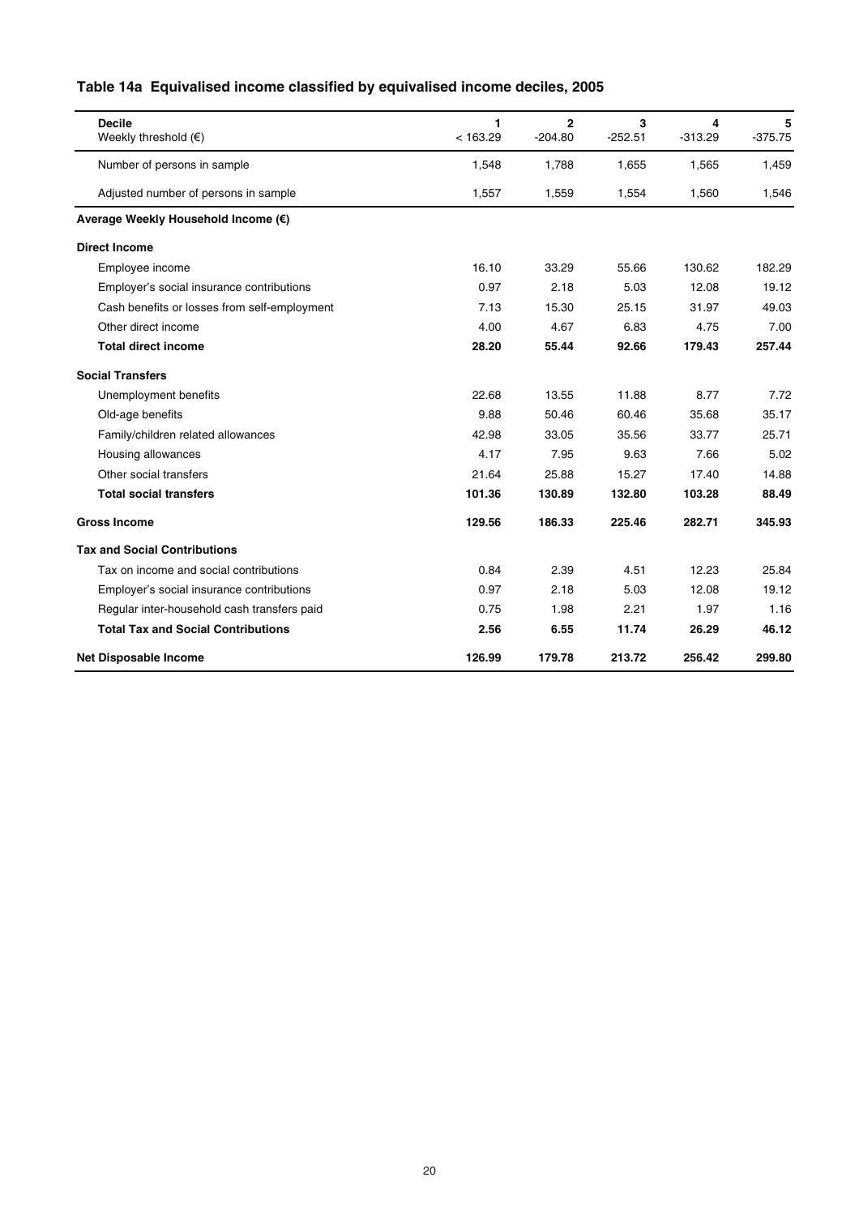## Table 14a Equivalised income classified by equivalised income deciles, 2005

| **Decile**<br>Weekly threshold (€) | **1**<br>< 163.29 | **2**<br>-204.80 | **3**<br>-252.51 | **4**<br>-313.29 | **5**<br>-375.75 |
|---|---|---|---|---|---|
| Number of persons in sample | 1,548 | 1,788 | 1,655 | 1,565 | 1,459 |
| Adjusted number of persons in sample | 1,557 | 1,559 | 1,554 | 1,560 | 1,546 |
| **Average Weekly Household Income (€)** | | | | | |
| **Direct Income** | | | | | |
| Employee income | 16.10 | 33.29 | 55.66 | 130.62 | 182.29 |
| Employer's social insurance contributions | 0.97 | 2.18 | 5.03 | 12.08 | 19.12 |
| Cash benefits or losses from self-employment | 7.13 | 15.30 | 25.15 | 31.97 | 49.03 |
| Other direct income | 4.00 | 4.67 | 6.83 | 4.75 | 7.00 |
| **Total direct income** | **28.20** | **55.44** | **92.66** | **179.43** | **257.44** |
| **Social Transfers** | | | | | |
| Unemployment benefits | 22.68 | 13.55 | 11.88 | 8.77 | 7.72 |
| Old-age benefits | 9.88 | 50.46 | 60.46 | 35.68 | 35.17 |
| Family/children related allowances | 42.98 | 33.05 | 35.56 | 33.77 | 25.71 |
| Housing allowances | 4.17 | 7.95 | 9.63 | 7.66 | 5.02 |
| Other social transfers | 21.64 | 25.88 | 15.27 | 17.40 | 14.88 |
| **Total social transfers** | **101.36** | **130.89** | **132.80** | **103.28** | **88.49** |
| **Gross Income** | **129.56** | **186.33** | **225.46** | **282.71** | **345.93** |
| **Tax and Social Contributions** | | | | | |
| Tax on income and social contributions | 0.84 | 2.39 | 4.51 | 12.23 | 25.84 |
| Employer's social insurance contributions | 0.97 | 2.18 | 5.03 | 12.08 | 19.12 |
| Regular inter-household cash transfers paid | 0.75 | 1.98 | 2.21 | 1.97 | 1.16 |
| **Total Tax and Social Contributions** | **2.56** | **6.55** | **11.74** | **26.29** | **46.12** |
| **Net Disposable Income** | **126.99** | **179.78** | **213.72** | **256.42** | **299.80** |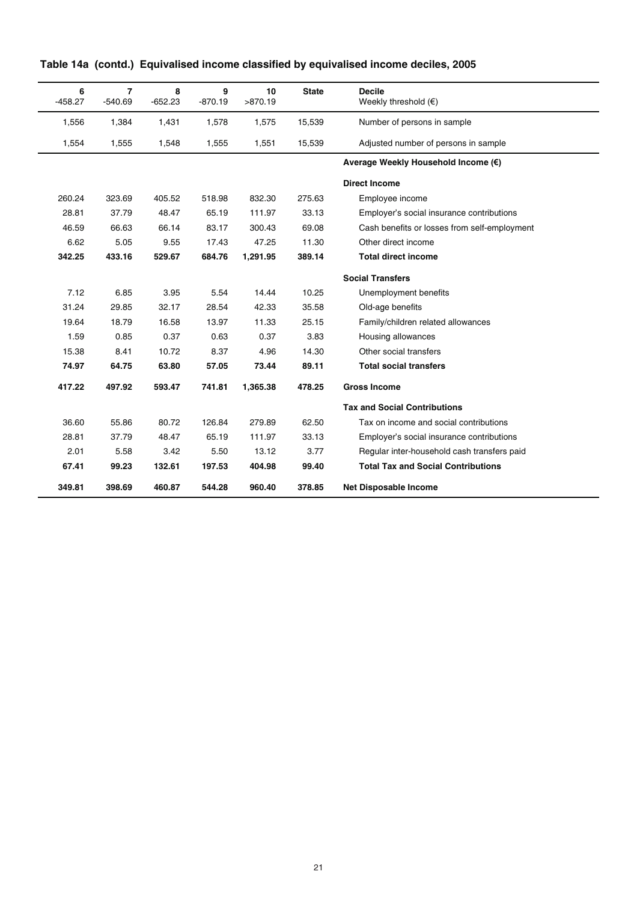## Table 14a (contd.) Equivalised income classified by equivalised income deciles, 2005

| 6<br>-458.27 | 7<br>-540.69 | 8<br>-652.23 | 9<br>-870.19 | 10<br>>870.19 | State | Decile<br>Weekly threshold (€) |
|---|---|---|---|---|---|---|
| 1,556 | 1,384 | 1,431 | 1,578 | 1,575 | 15,539 | Number of persons in sample |
| 1,554 | 1,555 | 1,548 | 1,555 | 1,551 | 15,539 | Adjusted number of persons in sample |
| | | | | | | **Average Weekly Household Income (€)** |
| | | | | | | **Direct Income** |
| 260.24 | 323.69 | 405.52 | 518.98 | 832.30 | 275.63 | Employee income |
| 28.81 | 37.79 | 48.47 | 65.19 | 111.97 | 33.13 | Employer's social insurance contributions |
| 46.59 | 66.63 | 66.14 | 83.17 | 300.43 | 69.08 | Cash benefits or losses from self-employment |
| 6.62 | 5.05 | 9.55 | 17.43 | 47.25 | 11.30 | Other direct income |
| **342.25** | **433.16** | **529.67** | **684.76** | **1,291.95** | **389.14** | **Total direct income** |
| | | | | | | **Social Transfers** |
| 7.12 | 6.85 | 3.95 | 5.54 | 14.44 | 10.25 | Unemployment benefits |
| 31.24 | 29.85 | 32.17 | 28.54 | 42.33 | 35.58 | Old-age benefits |
| 19.64 | 18.79 | 16.58 | 13.97 | 11.33 | 25.15 | Family/children related allowances |
| 1.59 | 0.85 | 0.37 | 0.63 | 0.37 | 3.83 | Housing allowances |
| 15.38 | 8.41 | 10.72 | 8.37 | 4.96 | 14.30 | Other social transfers |
| **74.97** | **64.75** | **63.80** | **57.05** | **73.44** | **89.11** | **Total social transfers** |
| **417.22** | **497.92** | **593.47** | **741.81** | **1,365.38** | **478.25** | **Gross Income** |
| | | | | | | **Tax and Social Contributions** |
| 36.60 | 55.86 | 80.72 | 126.84 | 279.89 | 62.50 | Tax on income and social contributions |
| 28.81 | 37.79 | 48.47 | 65.19 | 111.97 | 33.13 | Employer's social insurance contributions |
| 2.01 | 5.58 | 3.42 | 5.50 | 13.12 | 3.77 | Regular inter-household cash transfers paid |
| **67.41** | **99.23** | **132.61** | **197.53** | **404.98** | **99.40** | **Total Tax and Social Contributions** |
| **349.81** | **398.69** | **460.87** | **544.28** | **960.40** | **378.85** | **Net Disposable Income** |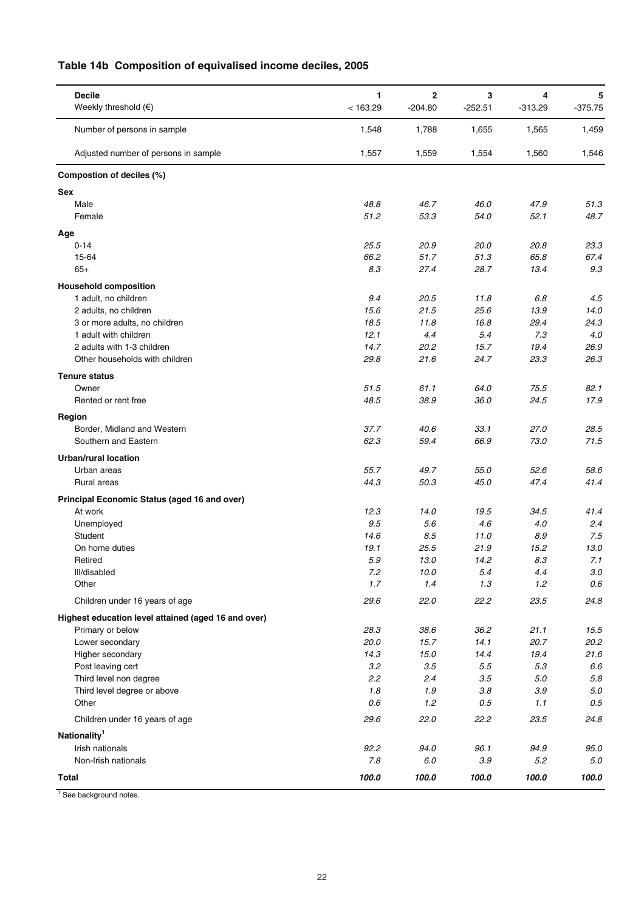## Table 14b Composition of equivalised income deciles, 2005

| Decile | 1 | 2 | 3 | 4 | 5 |
|---|---|---|---|---|---|
| Weekly threshold (€) | < 163.29 | -204.80 | -252.51 | -313.29 | -375.75 |
| Number of persons in sample | 1,548 | 1,788 | 1,655 | 1,565 | 1,459 |
| Adjusted number of persons in sample | 1,557 | 1,559 | 1,554 | 1,560 | 1,546 |
| **Compostion of deciles (%)** | | | | | |
| **Sex** | | | | | |
| Male | 48.8 | 46.7 | 46.0 | 47.9 | 51.3 |
| Female | 51.2 | 53.3 | 54.0 | 52.1 | 48.7 |
| **Age** | | | | | |
| 0-14 | 25.5 | 20.9 | 20.0 | 20.8 | 23.3 |
| 15-64 | 66.2 | 51.7 | 51.3 | 65.8 | 67.4 |
| 65+ | 8.3 | 27.4 | 28.7 | 13.4 | 9.3 |
| **Household composition** | | | | | |
| 1 adult, no children | 9.4 | 20.5 | 11.8 | 6.8 | 4.5 |
| 2 adults, no children | 15.6 | 21.5 | 25.6 | 13.9 | 14.0 |
| 3 or more adults, no children | 18.5 | 11.8 | 16.8 | 29.4 | 24.3 |
| 1 adult with children | 12.1 | 4.4 | 5.4 | 7.3 | 4.0 |
| 2 adults with 1-3 children | 14.7 | 20.2 | 15.7 | 19.4 | 26.9 |
| Other households with children | 29.8 | 21.6 | 24.7 | 23.3 | 26.3 |
| **Tenure status** | | | | | |
| Owner | 51.5 | 61.1 | 64.0 | 75.5 | 82.1 |
| Rented or rent free | 48.5 | 38.9 | 36.0 | 24.5 | 17.9 |
| **Region** | | | | | |
| Border, Midland and Western | 37.7 | 40.6 | 33.1 | 27.0 | 28.5 |
| Southern and Eastern | 62.3 | 59.4 | 66.9 | 73.0 | 71.5 |
| **Urban/rural location** | | | | | |
| Urban areas | 55.7 | 49.7 | 55.0 | 52.6 | 58.6 |
| Rural areas | 44.3 | 50.3 | 45.0 | 47.4 | 41.4 |
| **Principal Economic Status (aged 16 and over)** | | | | | |
| At work | 12.3 | 14.0 | 19.5 | 34.5 | 41.4 |
| Unemployed | 9.5 | 5.6 | 4.6 | 4.0 | 2.4 |
| Student | 14.6 | 8.5 | 11.0 | 8.9 | 7.5 |
| On home duties | 19.1 | 25.5 | 21.9 | 15.2 | 13.0 |
| Retired | 5.9 | 13.0 | 14.2 | 8.3 | 7.1 |
| Ill/disabled | 7.2 | 10.0 | 5.4 | 4.4 | 3.0 |
| Other | 1.7 | 1.4 | 1.3 | 1.2 | 0.6 |
| Children under 16 years of age | 29.6 | 22.0 | 22.2 | 23.5 | 24.8 |
| **Highest education level attained (aged 16 and over)** | | | | | |
| Primary or below | 28.3 | 38.6 | 36.2 | 21.1 | 15.5 |
| Lower secondary | 20.0 | 15.7 | 14.1 | 20.7 | 20.2 |
| Higher secondary | 14.3 | 15.0 | 14.4 | 19.4 | 21.6 |
| Post leaving cert | 3.2 | 3.5 | 5.5 | 5.3 | 6.6 |
| Third level non degree | 2.2 | 2.4 | 3.5 | 5.0 | 5.8 |
| Third level degree or above | 1.8 | 1.9 | 3.8 | 3.9 | 5.0 |
| Other | 0.6 | 1.2 | 0.5 | 1.1 | 0.5 |
| Children under 16 years of age | 29.6 | 22.0 | 22.2 | 23.5 | 24.8 |
| **Nationality[1]** | | | | | |
| Irish nationals | 92.2 | 94.0 | 96.1 | 94.9 | 95.0 |
| Non-Irish nationals | 7.8 | 6.0 | 3.9 | 5.2 | 5.0 |
| **Total** | **100.0** | **100.0** | **100.0** | **100.0** | **100.0** |

[1] See background notes.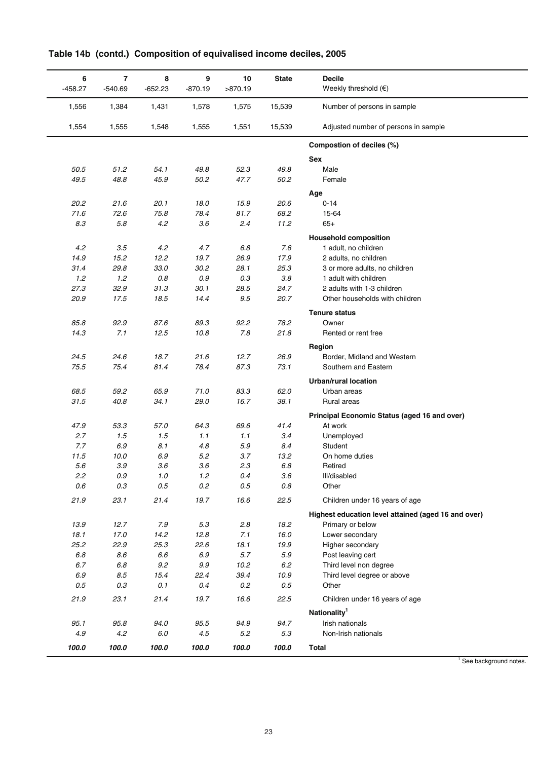## Table 14b (contd.) Composition of equivalised income deciles, 2005

| 6 | 7 | 8 | 9 | 10 | State | Decile |
|---|---|---|---|---|---|---|
| -458.27 | -540.69 | -652.23 | -870.19 | >870.19 | | Weekly threshold (€) |
| 1,556 | 1,384 | 1,431 | 1,578 | 1,575 | 15,539 | Number of persons in sample |
| 1,554 | 1,555 | 1,548 | 1,555 | 1,551 | 15,539 | Adjusted number of persons in sample |
| | | | | | | **Compostion of deciles (%)** |
| | | | | | | **Sex** |
| *50.5* | *51.2* | *54.1* | *49.8* | *52.3* | *49.8* | Male |
| *49.5* | *48.8* | *45.9* | *50.2* | *47.7* | *50.2* | Female |
| | | | | | | **Age** |
| *20.2* | *21.6* | *20.1* | *18.0* | *15.9* | *20.6* | 0-14 |
| *71.6* | *72.6* | *75.8* | *78.4* | *81.7* | *68.2* | 15-64 |
| *8.3* | *5.8* | *4.2* | *3.6* | *2.4* | *11.2* | 65+ |
| | | | | | | **Household composition** |
| *4.2* | *3.5* | *4.2* | *4.7* | *6.8* | *7.6* | 1 adult, no children |
| *14.9* | *15.2* | *12.2* | *19.7* | *26.9* | *17.9* | 2 adults, no children |
| *31.4* | *29.8* | *33.0* | *30.2* | *28.1* | *25.3* | 3 or more adults, no children |
| *1.2* | *1.2* | *0.8* | *0.9* | *0.3* | *3.8* | 1 adult with children |
| *27.3* | *32.9* | *31.3* | *30.1* | *28.5* | *24.7* | 2 adults with 1-3 children |
| *20.9* | *17.5* | *18.5* | *14.4* | *9.5* | *20.7* | Other households with children |
| | | | | | | **Tenure status** |
| *85.8* | *92.9* | *87.6* | *89.3* | *92.2* | *78.2* | Owner |
| *14.3* | *7.1* | *12.5* | *10.8* | *7.8* | *21.8* | Rented or rent free |
| | | | | | | **Region** |
| *24.5* | *24.6* | *18.7* | *21.6* | *12.7* | *26.9* | Border, Midland and Western |
| *75.5* | *75.4* | *81.4* | *78.4* | *87.3* | *73.1* | Southern and Eastern |
| | | | | | | **Urban/rural location** |
| *68.5* | *59.2* | *65.9* | *71.0* | *83.3* | *62.0* | Urban areas |
| *31.5* | *40.8* | *34.1* | *29.0* | *16.7* | *38.1* | Rural areas |
| | | | | | | **Principal Economic Status (aged 16 and over)** |
| *47.9* | *53.3* | *57.0* | *64.3* | *69.6* | *41.4* | At work |
| *2.7* | *1.5* | *1.5* | *1.1* | *1.1* | *3.4* | Unemployed |
| *7.7* | *6.9* | *8.1* | *4.8* | *5.9* | *8.4* | Student |
| *11.5* | *10.0* | *6.9* | *5.2* | *3.7* | *13.2* | On home duties |
| *5.6* | *3.9* | *3.6* | *3.6* | *2.3* | *6.8* | Retired |
| *2.2* | *0.9* | *1.0* | *1.2* | *0.4* | *3.6* | Ill/disabled |
| *0.6* | *0.3* | *0.5* | *0.2* | *0.5* | *0.8* | Other |
| *21.9* | *23.1* | *21.4* | *19.7* | *16.6* | *22.5* | Children under 16 years of age |
| | | | | | | **Highest education level attained (aged 16 and over)** |
| *13.9* | *12.7* | *7.9* | *5.3* | *2.8* | *18.2* | Primary or below |
| *18.1* | *17.0* | *14.2* | *12.8* | *7.1* | *16.0* | Lower secondary |
| *25.2* | *22.9* | *25.3* | *22.6* | *18.1* | *19.9* | Higher secondary |
| *6.8* | *8.6* | *6.6* | *6.9* | *5.7* | *5.9* | Post leaving cert |
| *6.7* | *6.8* | *9.2* | *9.9* | *10.2* | *6.2* | Third level non degree |
| *6.9* | *8.5* | *15.4* | *22.4* | *39.4* | *10.9* | Third level degree or above |
| *0.5* | *0.3* | *0.1* | *0.4* | *0.2* | *0.5* | Other |
| *21.9* | *23.1* | *21.4* | *19.7* | *16.6* | *22.5* | Children under 16 years of age |
| | | | | | | **Nationality[1]** |
| *95.1* | *95.8* | *94.0* | *95.5* | *94.9* | *94.7* | Irish nationals |
| *4.9* | *4.2* | *6.0* | *4.5* | *5.2* | *5.3* | Non-Irish nationals |
| ***100.0*** | ***100.0*** | ***100.0*** | ***100.0*** | ***100.0*** | ***100.0*** | **Total** |

[1] See background notes.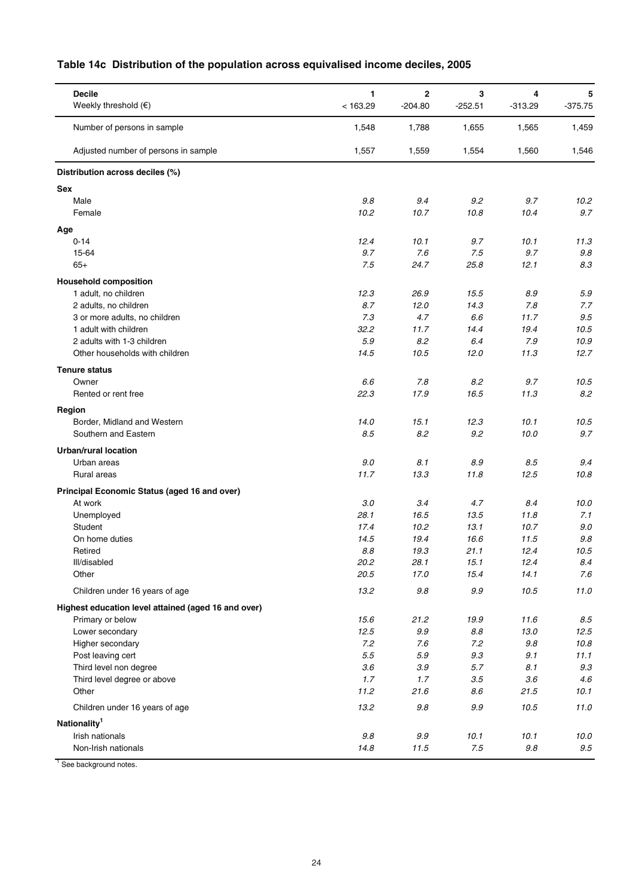## Table 14c Distribution of the population across equivalised income deciles, 2005

| Decile | 1 | 2 | 3 | 4 | 5 |
|---|---|---|---|---|---|
| Weekly threshold (€) | < 163.29 | -204.80 | -252.51 | -313.29 | -375.75 |
| Number of persons in sample | 1,548 | 1,788 | 1,655 | 1,565 | 1,459 |
| Adjusted number of persons in sample | 1,557 | 1,559 | 1,554 | 1,560 | 1,546 |
| **Distribution across deciles (%)** | | | | | |
| **Sex** | | | | | |
| Male | 9.8 | 9.4 | 9.2 | 9.7 | 10.2 |
| Female | 10.2 | 10.7 | 10.8 | 10.4 | 9.7 |
| **Age** | | | | | |
| 0-14 | 12.4 | 10.1 | 9.7 | 10.1 | 11.3 |
| 15-64 | 9.7 | 7.6 | 7.5 | 9.7 | 9.8 |
| 65+ | 7.5 | 24.7 | 25.8 | 12.1 | 8.3 |
| **Household composition** | | | | | |
| 1 adult, no children | 12.3 | 26.9 | 15.5 | 8.9 | 5.9 |
| 2 adults, no children | 8.7 | 12.0 | 14.3 | 7.8 | 7.7 |
| 3 or more adults, no children | 7.3 | 4.7 | 6.6 | 11.7 | 9.5 |
| 1 adult with children | 32.2 | 11.7 | 14.4 | 19.4 | 10.5 |
| 2 adults with 1-3 children | 5.9 | 8.2 | 6.4 | 7.9 | 10.9 |
| Other households with children | 14.5 | 10.5 | 12.0 | 11.3 | 12.7 |
| **Tenure status** | | | | | |
| Owner | 6.6 | 7.8 | 8.2 | 9.7 | 10.5 |
| Rented or rent free | 22.3 | 17.9 | 16.5 | 11.3 | 8.2 |
| **Region** | | | | | |
| Border, Midland and Western | 14.0 | 15.1 | 12.3 | 10.1 | 10.5 |
| Southern and Eastern | 8.5 | 8.2 | 9.2 | 10.0 | 9.7 |
| **Urban/rural location** | | | | | |
| Urban areas | 9.0 | 8.1 | 8.9 | 8.5 | 9.4 |
| Rural areas | 11.7 | 13.3 | 11.8 | 12.5 | 10.8 |
| **Principal Economic Status (aged 16 and over)** | | | | | |
| At work | 3.0 | 3.4 | 4.7 | 8.4 | 10.0 |
| Unemployed | 28.1 | 16.5 | 13.5 | 11.8 | 7.1 |
| Student | 17.4 | 10.2 | 13.1 | 10.7 | 9.0 |
| On home duties | 14.5 | 19.4 | 16.6 | 11.5 | 9.8 |
| Retired | 8.8 | 19.3 | 21.1 | 12.4 | 10.5 |
| Ill/disabled | 20.2 | 28.1 | 15.1 | 12.4 | 8.4 |
| Other | 20.5 | 17.0 | 15.4 | 14.1 | 7.6 |
| Children under 16 years of age | 13.2 | 9.8 | 9.9 | 10.5 | 11.0 |
| **Highest education level attained (aged 16 and over)** | | | | | |
| Primary or below | 15.6 | 21.2 | 19.9 | 11.6 | 8.5 |
| Lower secondary | 12.5 | 9.9 | 8.8 | 13.0 | 12.5 |
| Higher secondary | 7.2 | 7.6 | 7.2 | 9.8 | 10.8 |
| Post leaving cert | 5.5 | 5.9 | 9.3 | 9.1 | 11.1 |
| Third level non degree | 3.6 | 3.9 | 5.7 | 8.1 | 9.3 |
| Third level degree or above | 1.7 | 1.7 | 3.5 | 3.6 | 4.6 |
| Other | 11.2 | 21.6 | 8.6 | 21.5 | 10.1 |
| Children under 16 years of age | 13.2 | 9.8 | 9.9 | 10.5 | 11.0 |
| **Nationality[1]** | | | | | |
| Irish nationals | 9.8 | 9.9 | 10.1 | 10.1 | 10.0 |
| Non-Irish nationals | 14.8 | 11.5 | 7.5 | 9.8 | 9.5 |

[1] See background notes.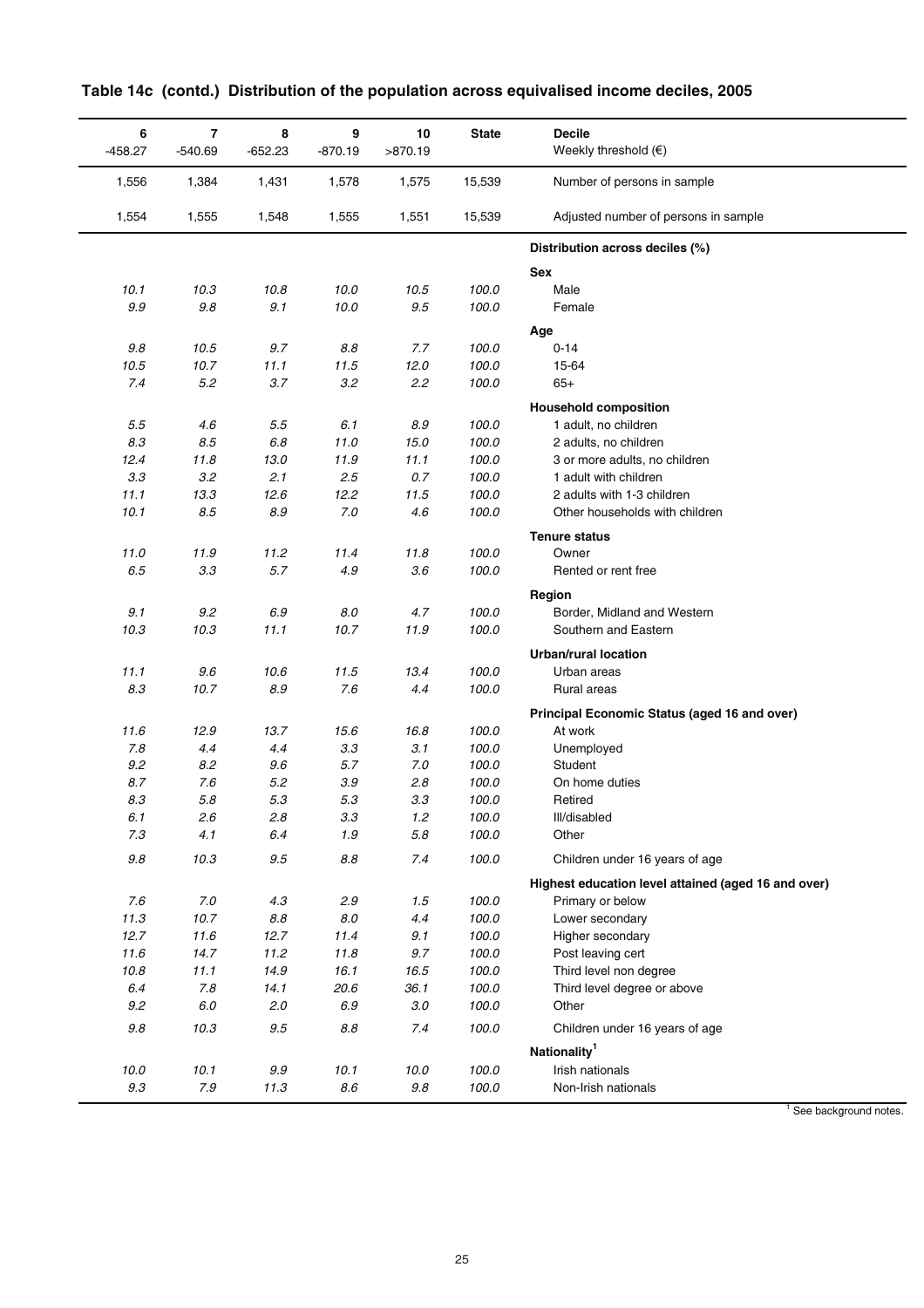## Table 14c (contd.) Distribution of the population across equivalised income deciles, 2005

| 6 | 7 | 8 | 9 | 10 | State | Decile |
|---|---|---|---|---|---|---|
| -458.27 | -540.69 | -652.23 | -870.19 | >870.19 | | Weekly threshold (€) |
| 1,556 | 1,384 | 1,431 | 1,578 | 1,575 | 15,539 | Number of persons in sample |
| 1,554 | 1,555 | 1,548 | 1,555 | 1,551 | 15,539 | Adjusted number of persons in sample |
| | | | | | | **Distribution across deciles (%)** |
| | | | | | | **Sex** |
| *10.1* | *10.3* | *10.8* | *10.0* | *10.5* | *100.0* | Male |
| *9.9* | *9.8* | *9.1* | *10.0* | *9.5* | *100.0* | Female |
| | | | | | | **Age** |
| *9.8* | *10.5* | *9.7* | *8.8* | *7.7* | *100.0* | 0-14 |
| *10.5* | *10.7* | *11.1* | *11.5* | *12.0* | *100.0* | 15-64 |
| *7.4* | *5.2* | *3.7* | *3.2* | *2.2* | *100.0* | 65+ |
| | | | | | | **Household composition** |
| *5.5* | *4.6* | *5.5* | *6.1* | *8.9* | *100.0* | 1 adult, no children |
| *8.3* | *8.5* | *6.8* | *11.0* | *15.0* | *100.0* | 2 adults, no children |
| *12.4* | *11.8* | *13.0* | *11.9* | *11.1* | *100.0* | 3 or more adults, no children |
| *3.3* | *3.2* | *2.1* | *2.5* | *0.7* | *100.0* | 1 adult with children |
| *11.1* | *13.3* | *12.6* | *12.2* | *11.5* | *100.0* | 2 adults with 1-3 children |
| *10.1* | *8.5* | *8.9* | *7.0* | *4.6* | *100.0* | Other households with children |
| | | | | | | **Tenure status** |
| *11.0* | *11.9* | *11.2* | *11.4* | *11.8* | *100.0* | Owner |
| *6.5* | *3.3* | *5.7* | *4.9* | *3.6* | *100.0* | Rented or rent free |
| | | | | | | **Region** |
| *9.1* | *9.2* | *6.9* | *8.0* | *4.7* | *100.0* | Border, Midland and Western |
| *10.3* | *10.3* | *11.1* | *10.7* | *11.9* | *100.0* | Southern and Eastern |
| | | | | | | **Urban/rural location** |
| *11.1* | *9.6* | *10.6* | *11.5* | *13.4* | *100.0* | Urban areas |
| *8.3* | *10.7* | *8.9* | *7.6* | *4.4* | *100.0* | Rural areas |
| | | | | | | **Principal Economic Status (aged 16 and over)** |
| *11.6* | *12.9* | *13.7* | *15.6* | *16.8* | *100.0* | At work |
| *7.8* | *4.4* | *4.4* | *3.3* | *3.1* | *100.0* | Unemployed |
| *9.2* | *8.2* | *9.6* | *5.7* | *7.0* | *100.0* | Student |
| *8.7* | *7.6* | *5.2* | *3.9* | *2.8* | *100.0* | On home duties |
| *8.3* | *5.8* | *5.3* | *5.3* | *3.3* | *100.0* | Retired |
| *6.1* | *2.6* | *2.8* | *3.3* | *1.2* | *100.0* | Ill/disabled |
| *7.3* | *4.1* | *6.4* | *1.9* | *5.8* | *100.0* | Other |
| *9.8* | *10.3* | *9.5* | *8.8* | *7.4* | *100.0* | Children under 16 years of age |
| | | | | | | **Highest education level attained (aged 16 and over)** |
| *7.6* | *7.0* | *4.3* | *2.9* | *1.5* | *100.0* | Primary or below |
| *11.3* | *10.7* | *8.8* | *8.0* | *4.4* | *100.0* | Lower secondary |
| *12.7* | *11.6* | *12.7* | *11.4* | *9.1* | *100.0* | Higher secondary |
| *11.6* | *14.7* | *11.2* | *11.8* | *9.7* | *100.0* | Post leaving cert |
| *10.8* | *11.1* | *14.9* | *16.1* | *16.5* | *100.0* | Third level non degree |
| *6.4* | *7.8* | *14.1* | *20.6* | *36.1* | *100.0* | Third level degree or above |
| *9.2* | *6.0* | *2.0* | *6.9* | *3.0* | *100.0* | Other |
| *9.8* | *10.3* | *9.5* | *8.8* | *7.4* | *100.0* | Children under 16 years of age |
| | | | | | | **Nationality[1]** |
| *10.0* | *10.1* | *9.9* | *10.1* | *10.0* | *100.0* | Irish nationals |
| *9.3* | *7.9* | *11.3* | *8.6* | *9.8* | *100.0* | Non-Irish nationals |

[1] See background notes.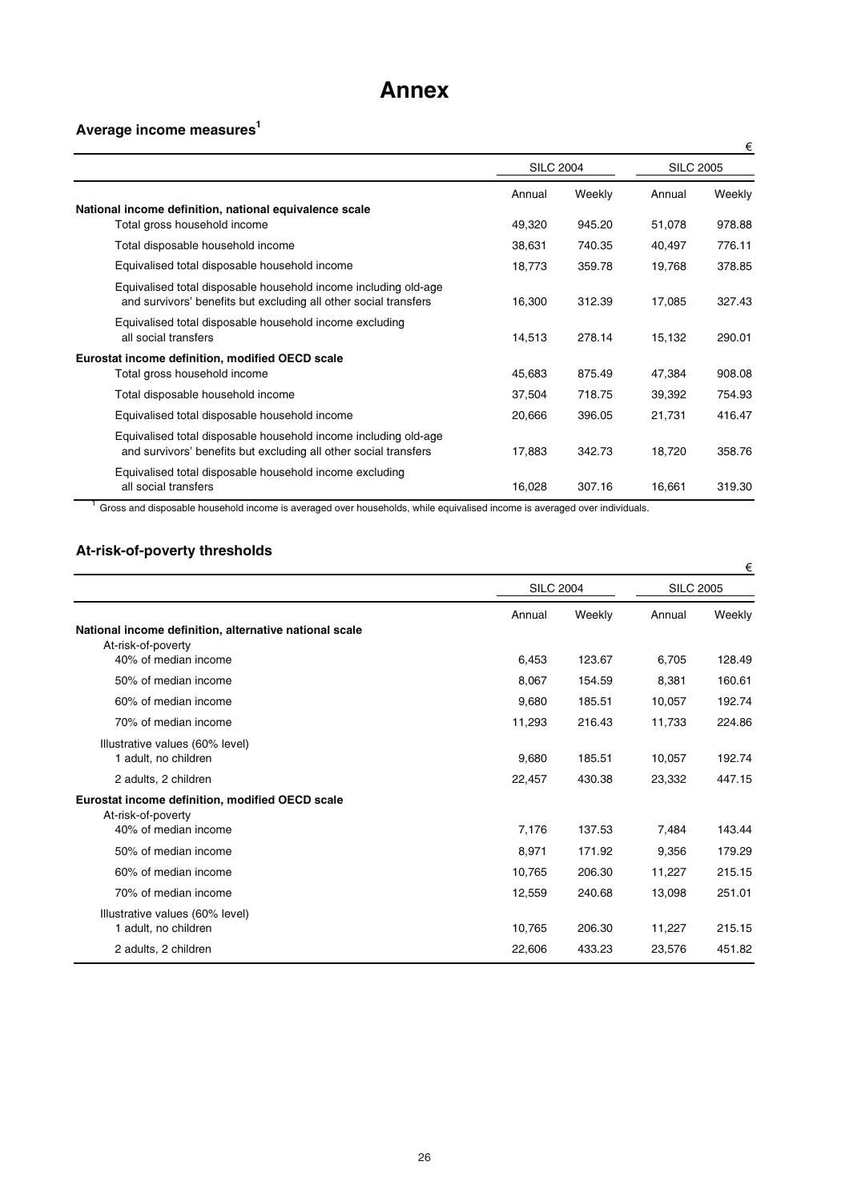# Annex

## Average income measures[1]

| € | SILC 2004 | | SILC 2005 | |
|---|---|---|---|---|
| | Annual | Weekly | Annual | Weekly |
| **National income definition, national equivalence scale** | | | | |
| Total gross household income | 49,320 | 945.20 | 51,078 | 978.88 |
| Total disposable household income | 38,631 | 740.35 | 40,497 | 776.11 |
| Equivalised total disposable household income | 18,773 | 359.78 | 19,768 | 378.85 |
| Equivalised total disposable household income including old-age and survivors' benefits but excluding all other social transfers | 16,300 | 312.39 | 17,085 | 327.43 |
| Equivalised total disposable household income excluding all social transfers | 14,513 | 278.14 | 15,132 | 290.01 |
| **Eurostat income definition, modified OECD scale** | | | | |
| Total gross household income | 45,683 | 875.49 | 47,384 | 908.08 |
| Total disposable household income | 37,504 | 718.75 | 39,392 | 754.93 |
| Equivalised total disposable household income | 20,666 | 396.05 | 21,731 | 416.47 |
| Equivalised total disposable household income including old-age and survivors' benefits but excluding all other social transfers | 17,883 | 342.73 | 18,720 | 358.76 |
| Equivalised total disposable household income excluding all social transfers | 16,028 | 307.16 | 16,661 | 319.30 |

[1] Gross and disposable household income is averaged over households, while equivalised income is averaged over individuals.

## At-risk-of-poverty thresholds

| € | SILC 2004 | | SILC 2005 | |
|---|---|---|---|---|
| | Annual | Weekly | Annual | Weekly |
| **National income definition, alternative national scale** | | | | |
| At-risk-of-poverty | | | | |
| 40% of median income | 6,453 | 123.67 | 6,705 | 128.49 |
| 50% of median income | 8,067 | 154.59 | 8,381 | 160.61 |
| 60% of median income | 9,680 | 185.51 | 10,057 | 192.74 |
| 70% of median income | 11,293 | 216.43 | 11,733 | 224.86 |
| Illustrative values (60% level) | | | | |
| 1 adult, no children | 9,680 | 185.51 | 10,057 | 192.74 |
| 2 adults, 2 children | 22,457 | 430.38 | 23,332 | 447.15 |
| **Eurostat income definition, modified OECD scale** | | | | |
| At-risk-of-poverty | | | | |
| 40% of median income | 7,176 | 137.53 | 7,484 | 143.44 |
| 50% of median income | 8,971 | 171.92 | 9,356 | 179.29 |
| 60% of median income | 10,765 | 206.30 | 11,227 | 215.15 |
| 70% of median income | 12,559 | 240.68 | 13,098 | 251.01 |
| Illustrative values (60% level) | | | | |
| 1 adult, no children | 10,765 | 206.30 | 11,227 | 215.15 |
| 2 adults, 2 children | 22,606 | 433.23 | 23,576 | 451.82 |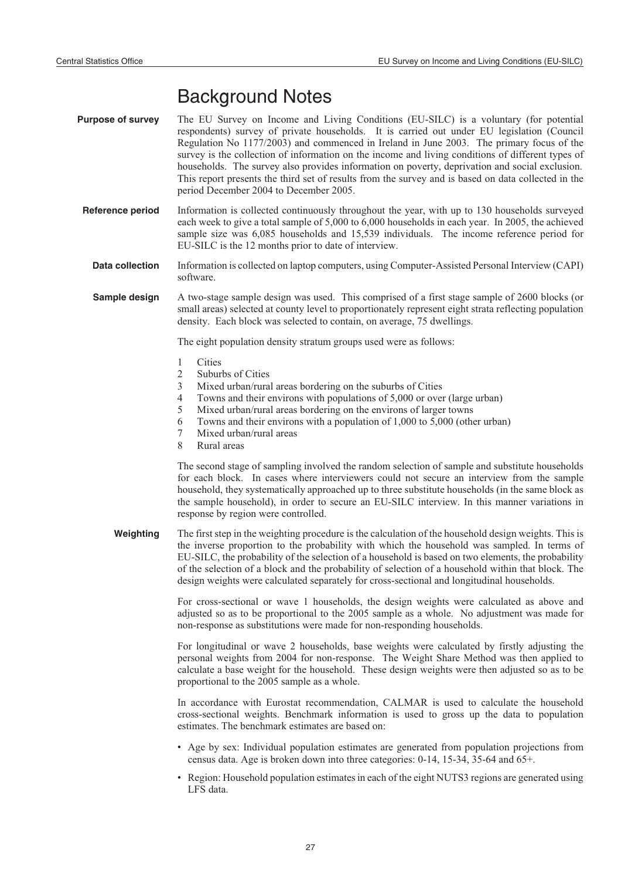# Background Notes

**Purpose of survey**

The EU Survey on Income and Living Conditions (EU-SILC) is a voluntary (for potential respondents) survey of private households. It is carried out under EU legislation (Council Regulation No 1177/2003) and commenced in Ireland in June 2003. The primary focus of the survey is the collection of information on the income and living conditions of different types of households. The survey also provides information on poverty, deprivation and social exclusion. This report presents the third set of results from the survey and is based on data collected in the period December 2004 to December 2005.

**Reference period**

Information is collected continuously throughout the year, with up to 130 households surveyed each week to give a total sample of 5,000 to 6,000 households in each year. In 2005, the achieved sample size was 6,085 households and 15,539 individuals. The income reference period for EU-SILC is the 12 months prior to date of interview.

**Data collection**

Information is collected on laptop computers, using Computer-Assisted Personal Interview (CAPI) software.

**Sample design**

A two-stage sample design was used. This comprised of a first stage sample of 2600 blocks (or small areas) selected at county level to proportionately represent eight strata reflecting population density. Each block was selected to contain, on average, 75 dwellings.

The eight population density stratum groups used were as follows:

1. Cities
2. Suburbs of Cities
3. Mixed urban/rural areas bordering on the suburbs of Cities
4. Towns and their environs with populations of 5,000 or over (large urban)
5. Mixed urban/rural areas bordering on the environs of larger towns
6. Towns and their environs with a population of 1,000 to 5,000 (other urban)
7. Mixed urban/rural areas
8. Rural areas

The second stage of sampling involved the random selection of sample and substitute households for each block. In cases where interviewers could not secure an interview from the sample household, they systematically approached up to three substitute households (in the same block as the sample household), in order to secure an EU-SILC interview. In this manner variations in response by region were controlled.

**Weighting**

The first step in the weighting procedure is the calculation of the household design weights. This is the inverse proportion to the probability with which the household was sampled. In terms of EU-SILC, the probability of the selection of a household is based on two elements, the probability of the selection of a block and the probability of selection of a household within that block. The design weights were calculated separately for cross-sectional and longitudinal households.

For cross-sectional or wave 1 households, the design weights were calculated as above and adjusted so as to be proportional to the 2005 sample as a whole. No adjustment was made for non-response as substitutions were made for non-responding households.

For longitudinal or wave 2 households, base weights were calculated by firstly adjusting the personal weights from 2004 for non-response. The Weight Share Method was then applied to calculate a base weight for the household. These design weights were then adjusted so as to be proportional to the 2005 sample as a whole.

In accordance with Eurostat recommendation, CALMAR is used to calculate the household cross-sectional weights. Benchmark information is used to gross up the data to population estimates. The benchmark estimates are based on:

- Age by sex: Individual population estimates are generated from population projections from census data. Age is broken down into three categories: 0-14, 15-34, 35-64 and 65+.
- Region: Household population estimates in each of the eight NUTS3 regions are generated using LFS data.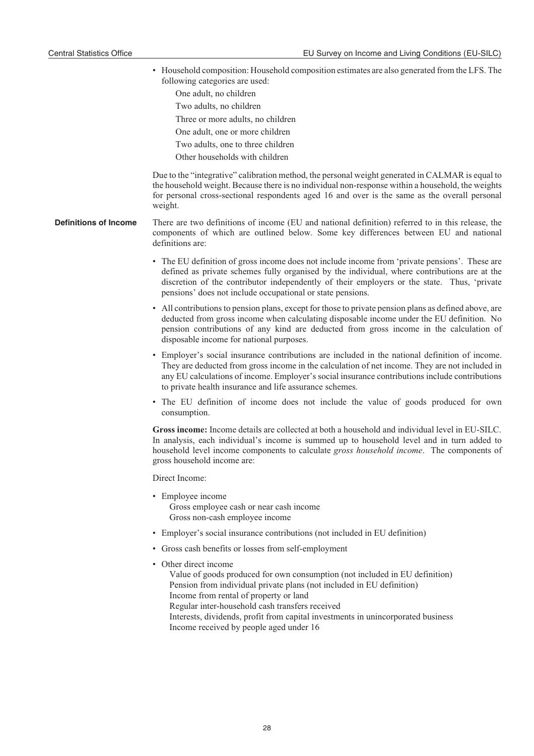- Household composition: Household composition estimates are also generated from the LFS. The following categories are used:
  - One adult, no children
  - Two adults, no children
  - Three or more adults, no children
  - One adult, one or more children
  - Two adults, one to three children
  - Other households with children

Due to the "integrative" calibration method, the personal weight generated in CALMAR is equal to the household weight. Because there is no individual non-response within a household, the weights for personal cross-sectional respondents aged 16 and over is the same as the overall personal weight.

## Definitions of Income

There are two definitions of income (EU and national definition) referred to in this release, the components of which are outlined below. Some key differences between EU and national definitions are:

- The EU definition of gross income does not include income from 'private pensions'. These are defined as private schemes fully organised by the individual, where contributions are at the discretion of the contributor independently of their employers or the state. Thus, 'private pensions' does not include occupational or state pensions.
- All contributions to pension plans, except for those to private pension plans as defined above, are deducted from gross income when calculating disposable income under the EU definition. No pension contributions of any kind are deducted from gross income in the calculation of disposable income for national purposes.
- Employer's social insurance contributions are included in the national definition of income. They are deducted from gross income in the calculation of net income. They are not included in any EU calculations of income. Employer's social insurance contributions include contributions to private health insurance and life assurance schemes.
- The EU definition of income does not include the value of goods produced for own consumption.

**Gross income:** Income details are collected at both a household and individual level in EU-SILC. In analysis, each individual's income is summed up to household level and in turn added to household level income components to calculate *gross household income*. The components of gross household income are:

Direct Income:

- Employee income
  - Gross employee cash or near cash income
  - Gross non-cash employee income
- Employer's social insurance contributions (not included in EU definition)
- Gross cash benefits or losses from self-employment
- Other direct income
  - Value of goods produced for own consumption (not included in EU definition)
  - Pension from individual private plans (not included in EU definition)
  - Income from rental of property or land
  - Regular inter-household cash transfers received
  - Interests, dividends, profit from capital investments in unincorporated business
  - Income received by people aged under 16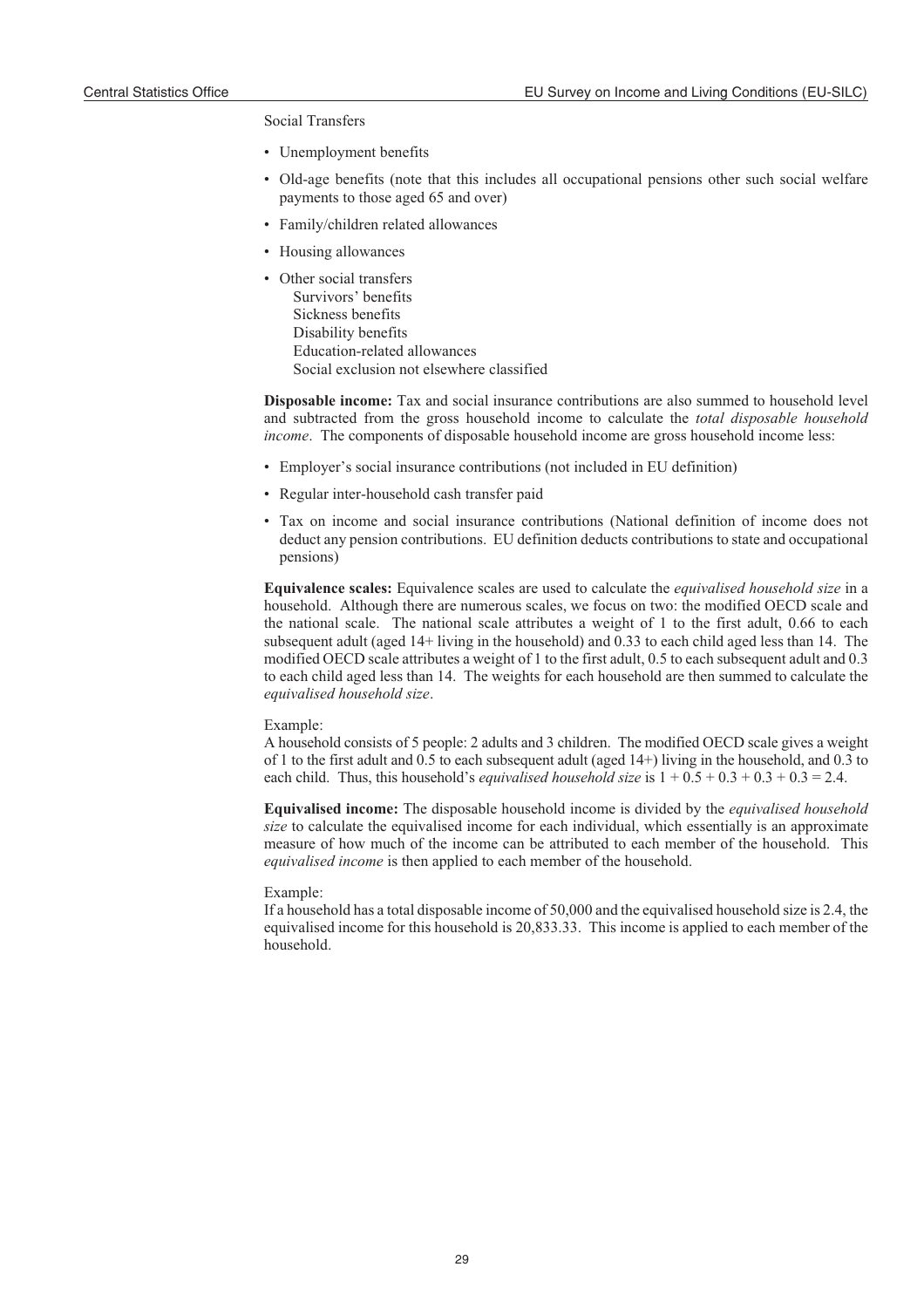Social Transfers

- Unemployment benefits
- Old-age benefits (note that this includes all occupational pensions other such social welfare payments to those aged 65 and over)
- Family/children related allowances
- Housing allowances
- Other social transfers
  Survivors' benefits
  Sickness benefits
  Disability benefits
  Education-related allowances
  Social exclusion not elsewhere classified

**Disposable income:** Tax and social insurance contributions are also summed to household level and subtracted from the gross household income to calculate the *total disposable household income*. The components of disposable household income are gross household income less:

- Employer's social insurance contributions (not included in EU definition)
- Regular inter-household cash transfer paid
- Tax on income and social insurance contributions (National definition of income does not deduct any pension contributions. EU definition deducts contributions to state and occupational pensions)

**Equivalence scales:** Equivalence scales are used to calculate the *equivalised household size* in a household. Although there are numerous scales, we focus on two: the modified OECD scale and the national scale. The national scale attributes a weight of 1 to the first adult, 0.66 to each subsequent adult (aged 14+ living in the household) and 0.33 to each child aged less than 14. The modified OECD scale attributes a weight of 1 to the first adult, 0.5 to each subsequent adult and 0.3 to each child aged less than 14. The weights for each household are then summed to calculate the *equivalised household size*.

Example:
A household consists of 5 people: 2 adults and 3 children. The modified OECD scale gives a weight of 1 to the first adult and 0.5 to each subsequent adult (aged 14+) living in the household, and 0.3 to each child. Thus, this household's *equivalised household size* is $1 + 0.5 + 0.3 + 0.3 + 0.3 = 2.4$.

**Equivalised income:** The disposable household income is divided by the *equivalised household size* to calculate the equivalised income for each individual, which essentially is an approximate measure of how much of the income can be attributed to each member of the household. This *equivalised income* is then applied to each member of the household.

Example:
If a household has a total disposable income of 50,000 and the equivalised household size is 2.4, the equivalised income for this household is 20,833.33. This income is applied to each member of the household.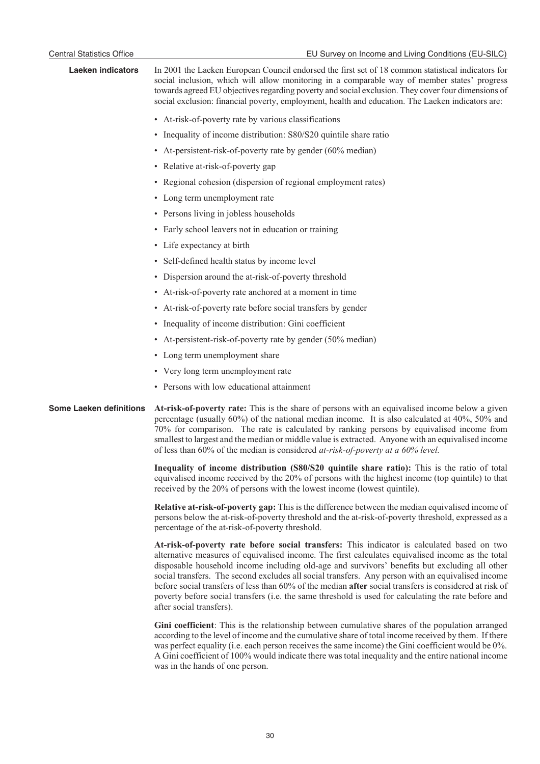## Laeken indicators

In 2001 the Laeken European Council endorsed the first set of 18 common statistical indicators for social inclusion, which will allow monitoring in a comparable way of member states' progress towards agreed EU objectives regarding poverty and social exclusion. They cover four dimensions of social exclusion: financial poverty, employment, health and education. The Laeken indicators are:

- At-risk-of-poverty rate by various classifications
- Inequality of income distribution: S80/S20 quintile share ratio
- At-persistent-risk-of-poverty rate by gender (60% median)
- Relative at-risk-of-poverty gap
- Regional cohesion (dispersion of regional employment rates)
- Long term unemployment rate
- Persons living in jobless households
- Early school leavers not in education or training
- Life expectancy at birth
- Self-defined health status by income level
- Dispersion around the at-risk-of-poverty threshold
- At-risk-of-poverty rate anchored at a moment in time
- At-risk-of-poverty rate before social transfers by gender
- Inequality of income distribution: Gini coefficient
- At-persistent-risk-of-poverty rate by gender (50% median)
- Long term unemployment share
- Very long term unemployment rate
- Persons with low educational attainment

## Some Laeken definitions

**At-risk-of-poverty rate:** This is the share of persons with an equivalised income below a given percentage (usually 60%) of the national median income. It is also calculated at 40%, 50% and 70% for comparison. The rate is calculated by ranking persons by equivalised income from smallest to largest and the median or middle value is extracted. Anyone with an equivalised income of less than 60% of the median is considered *at-risk-of-poverty at a 60% level.*

**Inequality of income distribution (S80/S20 quintile share ratio):** This is the ratio of total equivalised income received by the 20% of persons with the highest income (top quintile) to that received by the 20% of persons with the lowest income (lowest quintile).

**Relative at-risk-of-poverty gap:** This is the difference between the median equivalised income of persons below the at-risk-of-poverty threshold and the at-risk-of-poverty threshold, expressed as a percentage of the at-risk-of-poverty threshold.

**At-risk-of-poverty rate before social transfers:** This indicator is calculated based on two alternative measures of equivalised income. The first calculates equivalised income as the total disposable household income including old-age and survivors' benefits but excluding all other social transfers. The second excludes all social transfers. Any person with an equivalised income before social transfers of less than 60% of the median **after** social transfers is considered at risk of poverty before social transfers (i.e. the same threshold is used for calculating the rate before and after social transfers).

**Gini coefficient**: This is the relationship between cumulative shares of the population arranged according to the level of income and the cumulative share of total income received by them. If there was perfect equality (i.e. each person receives the same income) the Gini coefficient would be 0%. A Gini coefficient of 100% would indicate there was total inequality and the entire national income was in the hands of one person.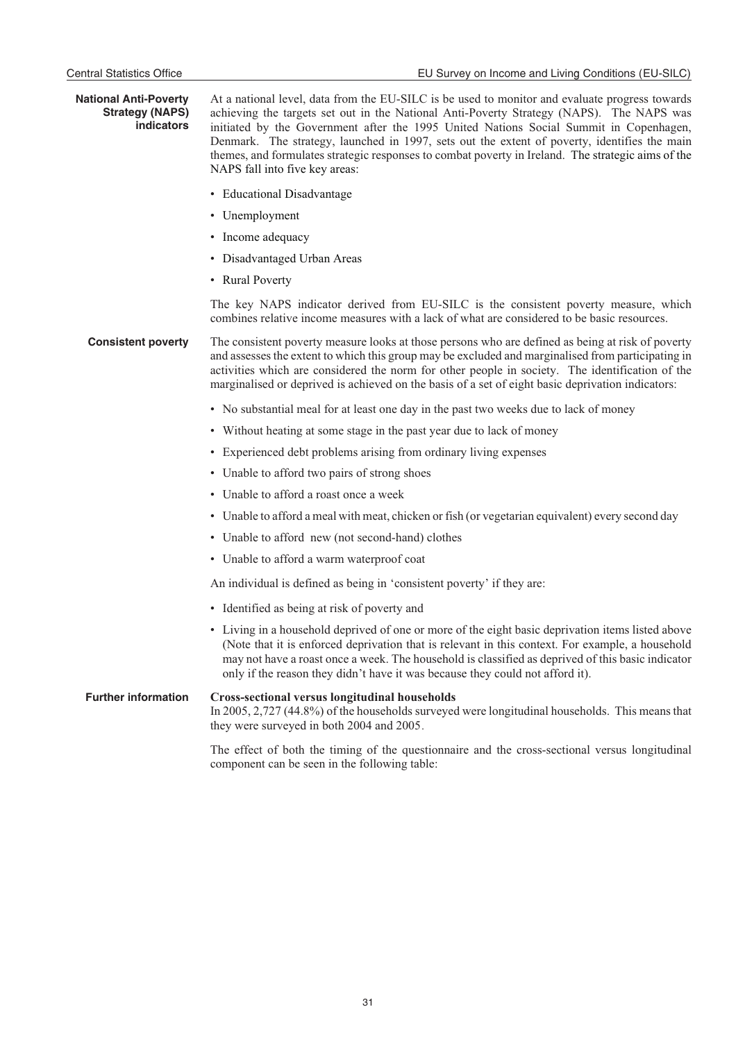### National Anti-Poverty Strategy (NAPS) indicators

At a national level, data from the EU-SILC is be used to monitor and evaluate progress towards achieving the targets set out in the National Anti-Poverty Strategy (NAPS). The NAPS was initiated by the Government after the 1995 United Nations Social Summit in Copenhagen, Denmark. The strategy, launched in 1997, sets out the extent of poverty, identifies the main themes, and formulates strategic responses to combat poverty in Ireland. The strategic aims of the NAPS fall into five key areas:

- Educational Disadvantage
- Unemployment
- Income adequacy
- Disadvantaged Urban Areas
- Rural Poverty

The key NAPS indicator derived from EU-SILC is the consistent poverty measure, which combines relative income measures with a lack of what are considered to be basic resources.

### Consistent poverty

The consistent poverty measure looks at those persons who are defined as being at risk of poverty and assesses the extent to which this group may be excluded and marginalised from participating in activities which are considered the norm for other people in society. The identification of the marginalised or deprived is achieved on the basis of a set of eight basic deprivation indicators:

- No substantial meal for at least one day in the past two weeks due to lack of money
- Without heating at some stage in the past year due to lack of money
- Experienced debt problems arising from ordinary living expenses
- Unable to afford two pairs of strong shoes
- Unable to afford a roast once a week
- Unable to afford a meal with meat, chicken or fish (or vegetarian equivalent) every second day
- Unable to afford new (not second-hand) clothes
- Unable to afford a warm waterproof coat

An individual is defined as being in 'consistent poverty' if they are:

- Identified as being at risk of poverty and
- Living in a household deprived of one or more of the eight basic deprivation items listed above (Note that it is enforced deprivation that is relevant in this context. For example, a household may not have a roast once a week. The household is classified as deprived of this basic indicator only if the reason they didn't have it was because they could not afford it).

### Further information

**Cross-sectional versus longitudinal households**

In 2005, 2,727 (44.8%) of the households surveyed were longitudinal households. This means that they were surveyed in both 2004 and 2005.

The effect of both the timing of the questionnaire and the cross-sectional versus longitudinal component can be seen in the following table: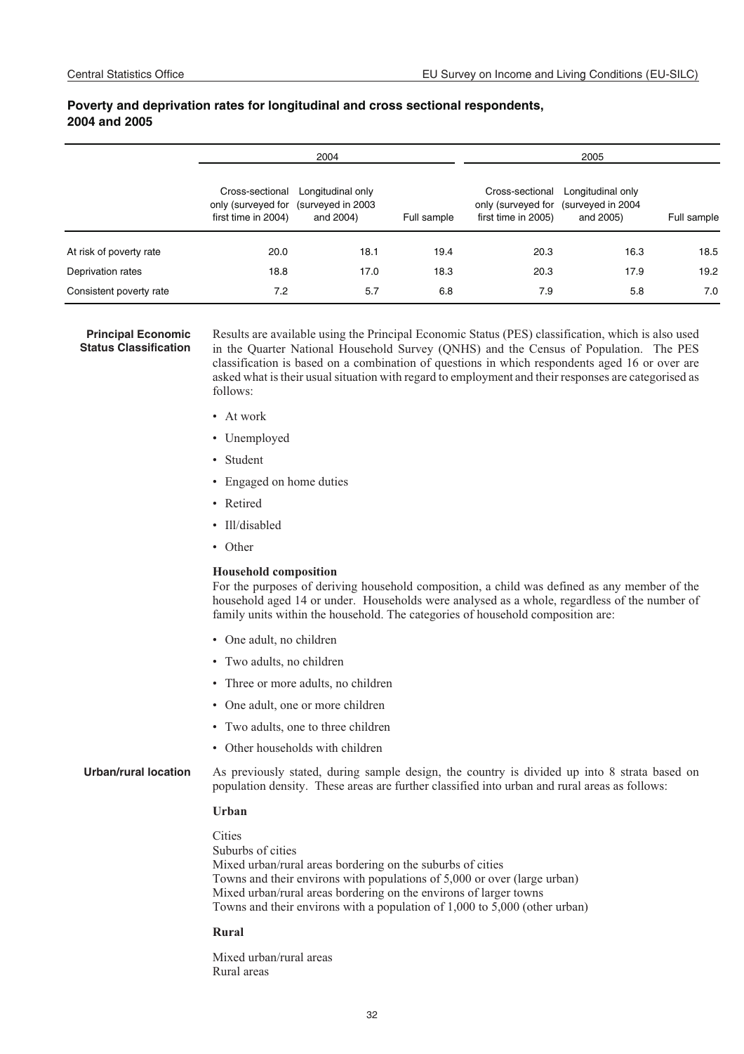**Poverty and deprivation rates for longitudinal and cross sectional respondents, 2004 and 2005**

| | 2004 | | | 2005 | | |
|---|---|---|---|---|---|---|
| | Cross-sectional only (surveyed for first time in 2004) | Longitudinal only (surveyed in 2003 and 2004) | Full sample | Cross-sectional only (surveyed for first time in 2005) | Longitudinal only (surveyed in 2004 and 2005) | Full sample |
| At risk of poverty rate | 20.0 | 18.1 | 19.4 | 20.3 | 16.3 | 18.5 |
| Deprivation rates | 18.8 | 17.0 | 18.3 | 20.3 | 17.9 | 19.2 |
| Consistent poverty rate | 7.2 | 5.7 | 6.8 | 7.9 | 5.8 | 7.0 |

**Principal Economic Status Classification**

Results are available using the Principal Economic Status (PES) classification, which is also used in the Quarter National Household Survey (QNHS) and the Census of Population. The PES classification is based on a combination of questions in which respondents aged 16 or over are asked what is their usual situation with regard to employment and their responses are categorised as follows:

- At work
- Unemployed
- Student
- Engaged on home duties
- Retired
- Ill/disabled
- Other

**Household composition**

For the purposes of deriving household composition, a child was defined as any member of the household aged 14 or under. Households were analysed as a whole, regardless of the number of family units within the household. The categories of household composition are:

- One adult, no children
- Two adults, no children
- Three or more adults, no children
- One adult, one or more children
- Two adults, one to three children
- Other households with children

**Urban/rural location**

As previously stated, during sample design, the country is divided up into 8 strata based on population density. These areas are further classified into urban and rural areas as follows:

**Urban**

Cities
Suburbs of cities
Mixed urban/rural areas bordering on the suburbs of cities
Towns and their environs with populations of 5,000 or over (large urban)
Mixed urban/rural areas bordering on the environs of larger towns
Towns and their environs with a population of 1,000 to 5,000 (other urban)

**Rural**

Mixed urban/rural areas
Rural areas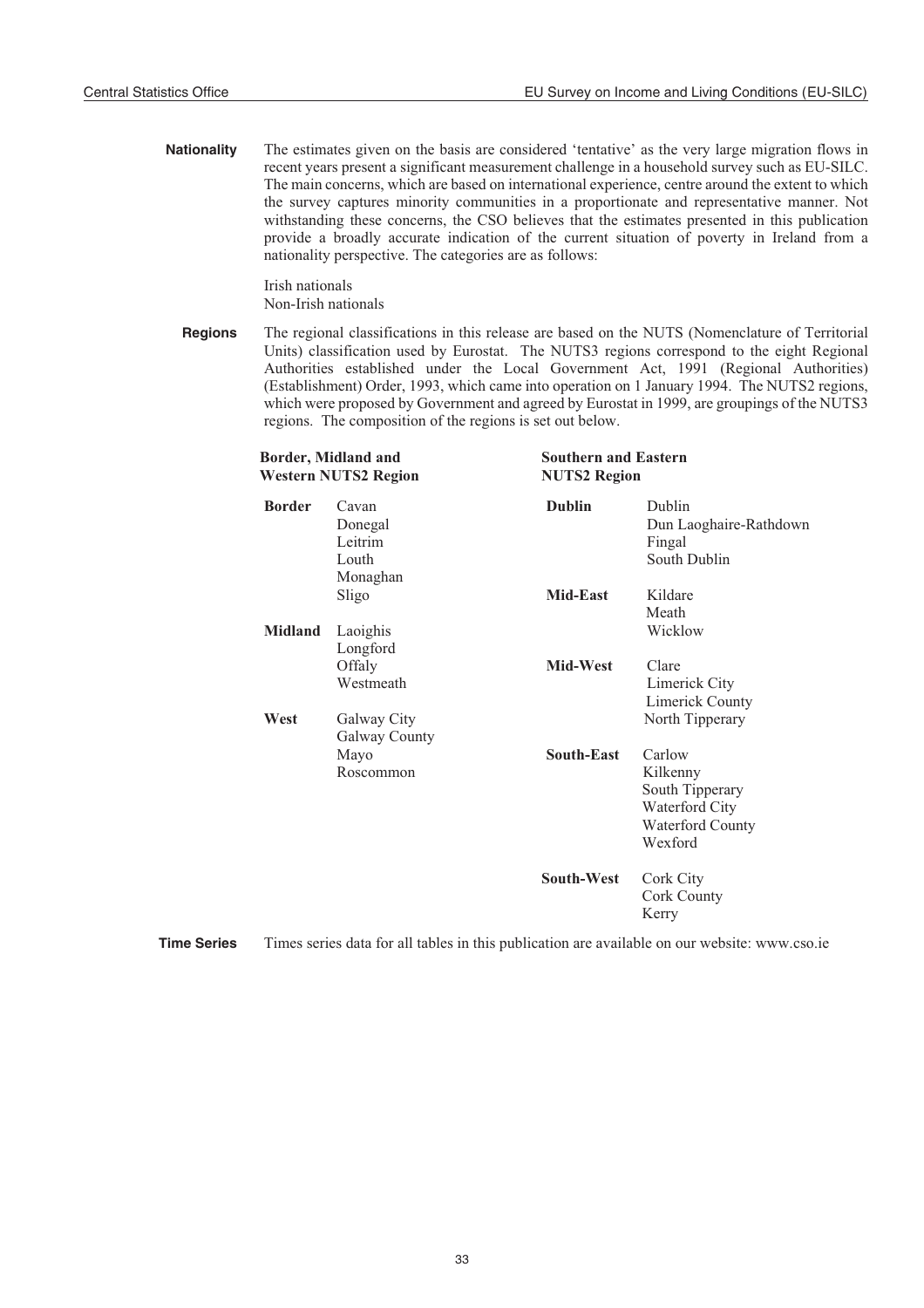**Nationality** The estimates given on the basis are considered 'tentative' as the very large migration flows in recent years present a significant measurement challenge in a household survey such as EU-SILC. The main concerns, which are based on international experience, centre around the extent to which the survey captures minority communities in a proportionate and representative manner. Not withstanding these concerns, the CSO believes that the estimates presented in this publication provide a broadly accurate indication of the current situation of poverty in Ireland from a nationality perspective. The categories are as follows:

Irish nationals
Non-Irish nationals

**Regions** The regional classifications in this release are based on the NUTS (Nomenclature of Territorial Units) classification used by Eurostat. The NUTS3 regions correspond to the eight Regional Authorities established under the Local Government Act, 1991 (Regional Authorities) (Establishment) Order, 1993, which came into operation on 1 January 1994. The NUTS2 regions, which were proposed by Government and agreed by Eurostat in 1999, are groupings of the NUTS3 regions. The composition of the regions is set out below.

**Border, Midland and Western NUTS2 Region**

| | |
|---|---|
| **Border** | Cavan<br>Donegal<br>Leitrim<br>Louth<br>Monaghan<br>Sligo |
| **Midland** | Laoighis<br>Longford<br>Offaly<br>Westmeath |
| **West** | Galway City<br>Galway County<br>Mayo<br>Roscommon |

**Southern and Eastern NUTS2 Region**

| | |
|---|---|
| **Dublin** | Dublin<br>Dun Laoghaire-Rathdown<br>Fingal<br>South Dublin |
| **Mid-East** | Kildare<br>Meath<br>Wicklow |
| **Mid-West** | Clare<br>Limerick City<br>Limerick County<br>North Tipperary |
| **South-East** | Carlow<br>Kilkenny<br>South Tipperary<br>Waterford City<br>Waterford County<br>Wexford |
| **South-West** | Cork City<br>Cork County<br>Kerry |

**Time Series** Times series data for all tables in this publication are available on our website: www.cso.ie